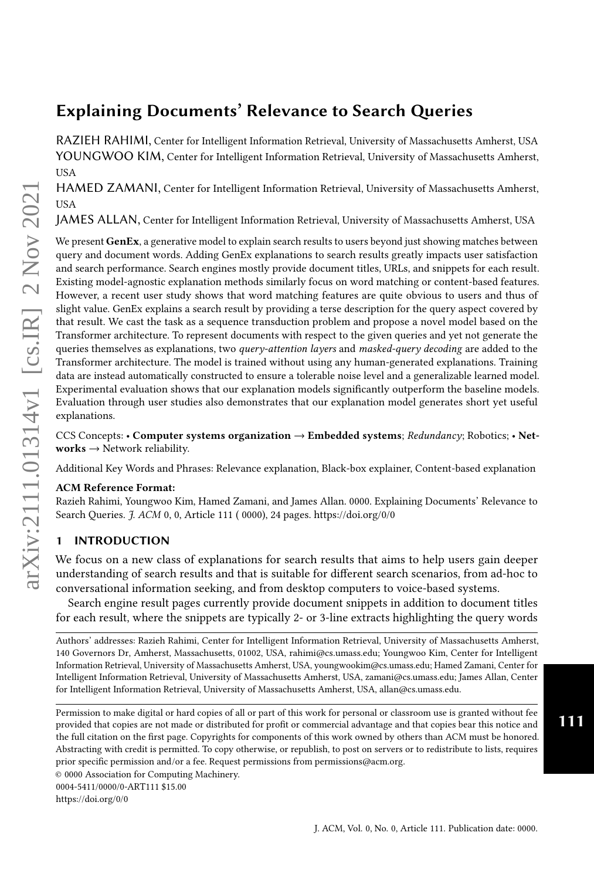# Explaining Documents' Relevance to Search Queries

RAZIEH RAHIMI, Center for Intelligent Information Retrieval, University of Massachusetts Amherst, USA
YOUNGWOO KIM, Center for Intelligent Information Retrieval, University of Massachusetts Amherst, USA
HAMED ZAMANI, Center for Intelligent Information Retrieval, University of Massachusetts Amherst, USA
JAMES ALLAN, Center for Intelligent Information Retrieval, University of Massachusetts Amherst, USA

We present **GenEx**, a generative model to explain search results to users beyond just showing matches between query and document words. Adding GenEx explanations to search results greatly impacts user satisfaction and search performance. Search engines mostly provide document titles, URLs, and snippets for each result. Existing model-agnostic explanation methods similarly focus on word matching or content-based features. However, a recent user study shows that word matching features are quite obvious to users and thus of slight value. GenEx explains a search result by providing a terse description for the query aspect covered by that result. We cast the task as a sequence transduction problem and propose a novel model based on the Transformer architecture. To represent documents with respect to the given queries and yet not generate the queries themselves as explanations, two *query-attention layers* and *masked-query decoding* are added to the Transformer architecture. The model is trained without using any human-generated explanations. Training data are instead automatically constructed to ensure a tolerable noise level and a generalizable learned model. Experimental evaluation shows that our explanation models significantly outperform the baseline models. Evaluation through user studies also demonstrates that our explanation model generates short yet useful explanations.

CCS Concepts: • **Computer systems organization → Embedded systems**; *Redundancy*; Robotics; • **Networks** → Network reliability.

Additional Key Words and Phrases: Relevance explanation, Black-box explainer, Content-based explanation

**ACM Reference Format:**
Razieh Rahimi, Youngwoo Kim, Hamed Zamani, and James Allan. 0000. Explaining Documents' Relevance to Search Queries. *J. ACM* 0, 0, Article 111 ( 0000), 24 pages. https://doi.org/0/0

## 1 INTRODUCTION

We focus on a new class of explanations for search results that aims to help users gain deeper understanding of search results and that is suitable for different search scenarios, from ad-hoc to conversational information seeking, and from desktop computers to voice-based systems.

Search engine result pages currently provide document snippets in addition to document titles for each result, where the snippets are typically 2- or 3-line extracts highlighting the query words

Authors' addresses: Razieh Rahimi, Center for Intelligent Information Retrieval, University of Massachusetts Amherst, 140 Governors Dr, Amherst, Massachusetts, 01002, USA, rahimi@cs.umass.edu; Youngwoo Kim, Center for Intelligent Information Retrieval, University of Massachusetts Amherst, USA, youngwookim@cs.umass.edu; Hamed Zamani, Center for Intelligent Information Retrieval, University of Massachusetts Amherst, USA, zamani@cs.umass.edu; James Allan, Center for Intelligent Information Retrieval, University of Massachusetts Amherst, USA, allan@cs.umass.edu.

Permission to make digital or hard copies of all or part of this work for personal or classroom use is granted without fee provided that copies are not made or distributed for profit or commercial advantage and that copies bear this notice and the full citation on the first page. Copyrights for components of this work owned by others than ACM must be honored. Abstracting with credit is permitted. To copy otherwise, or republish, to post on servers or to redistribute to lists, requires prior specific permission and/or a fee. Request permissions from permissions@acm.org.
© 0000 Association for Computing Machinery.
0004-5411/0000/0-ART111 $15.00
https://doi.org/0/0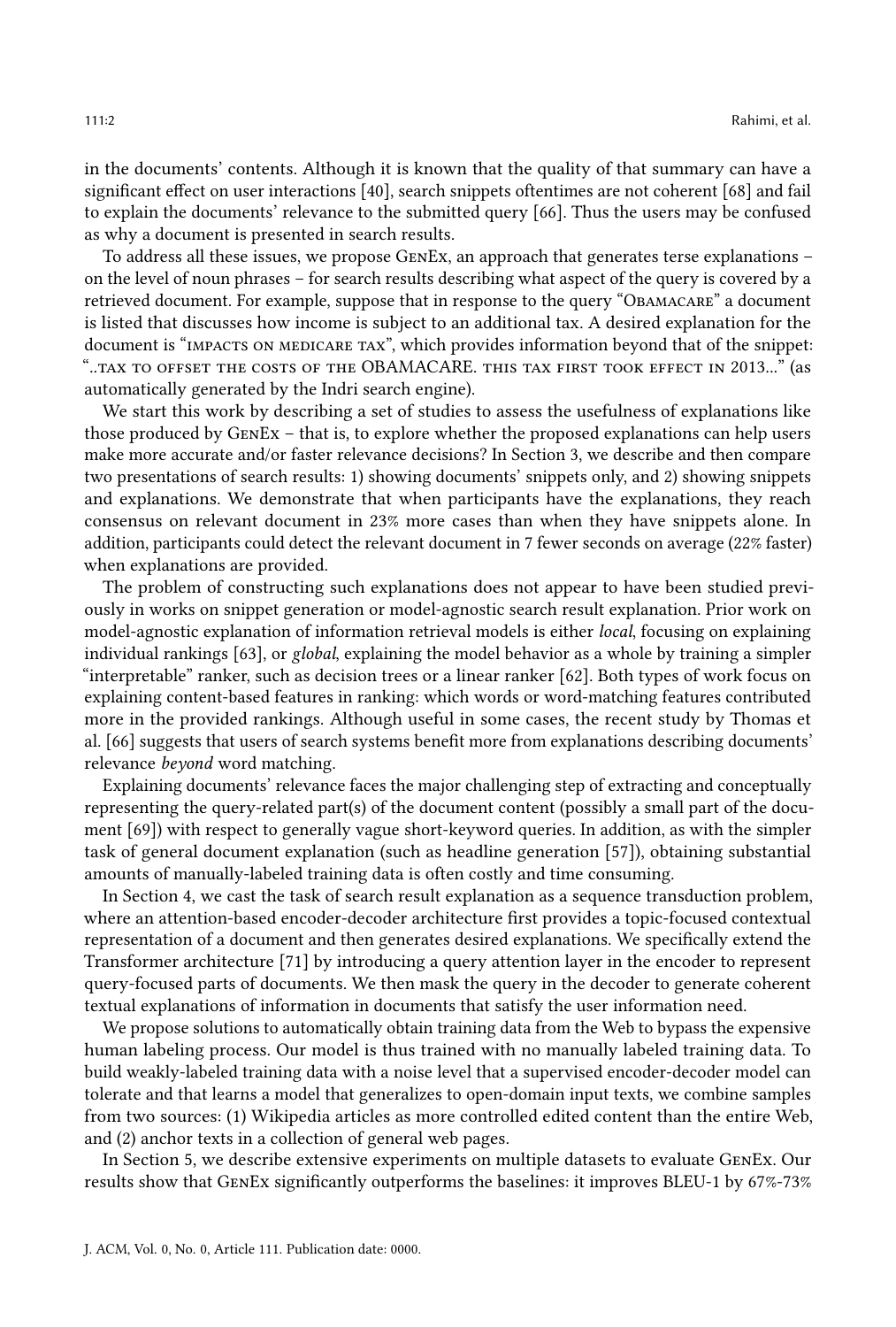in the documents' contents. Although it is known that the quality of that summary can have a significant effect on user interactions [40], search snippets oftentimes are not coherent [68] and fail to explain the documents' relevance to the submitted query [66]. Thus the users may be confused as why a document is presented in search results.

To address all these issues, we propose GenEx, an approach that generates terse explanations – on the level of noun phrases – for search results describing what aspect of the query is covered by a retrieved document. For example, suppose that in response to the query "Obamacare" a document is listed that discusses how income is subject to an additional tax. A desired explanation for the document is "impacts on medicare tax", which provides information beyond that of the snippet: "..tax to offset the costs of the OBAMACARE. this tax first took effect in 2013..." (as automatically generated by the Indri search engine).

We start this work by describing a set of studies to assess the usefulness of explanations like those produced by GenEx – that is, to explore whether the proposed explanations can help users make more accurate and/or faster relevance decisions? In Section 3, we describe and then compare two presentations of search results: 1) showing documents' snippets only, and 2) showing snippets and explanations. We demonstrate that when participants have the explanations, they reach consensus on relevant document in 23% more cases than when they have snippets alone. In addition, participants could detect the relevant document in 7 fewer seconds on average (22% faster) when explanations are provided.

The problem of constructing such explanations does not appear to have been studied previously in works on snippet generation or model-agnostic search result explanation. Prior work on model-agnostic explanation of information retrieval models is either *local*, focusing on explaining individual rankings [63], or *global*, explaining the model behavior as a whole by training a simpler "interpretable" ranker, such as decision trees or a linear ranker [62]. Both types of work focus on explaining content-based features in ranking: which words or word-matching features contributed more in the provided rankings. Although useful in some cases, the recent study by Thomas et al. [66] suggests that users of search systems benefit more from explanations describing documents' relevance *beyond* word matching.

Explaining documents' relevance faces the major challenging step of extracting and conceptually representing the query-related part(s) of the document content (possibly a small part of the document [69]) with respect to generally vague short-keyword queries. In addition, as with the simpler task of general document explanation (such as headline generation [57]), obtaining substantial amounts of manually-labeled training data is often costly and time consuming.

In Section 4, we cast the task of search result explanation as a sequence transduction problem, where an attention-based encoder-decoder architecture first provides a topic-focused contextual representation of a document and then generates desired explanations. We specifically extend the Transformer architecture [71] by introducing a query attention layer in the encoder to represent query-focused parts of documents. We then mask the query in the decoder to generate coherent textual explanations of information in documents that satisfy the user information need.

We propose solutions to automatically obtain training data from the Web to bypass the expensive human labeling process. Our model is thus trained with no manually labeled training data. To build weakly-labeled training data with a noise level that a supervised encoder-decoder model can tolerate and that learns a model that generalizes to open-domain input texts, we combine samples from two sources: (1) Wikipedia articles as more controlled edited content than the entire Web, and (2) anchor texts in a collection of general web pages.

In Section 5, we describe extensive experiments on multiple datasets to evaluate GenEx. Our results show that GenEx significantly outperforms the baselines: it improves BLEU-1 by 67%-73%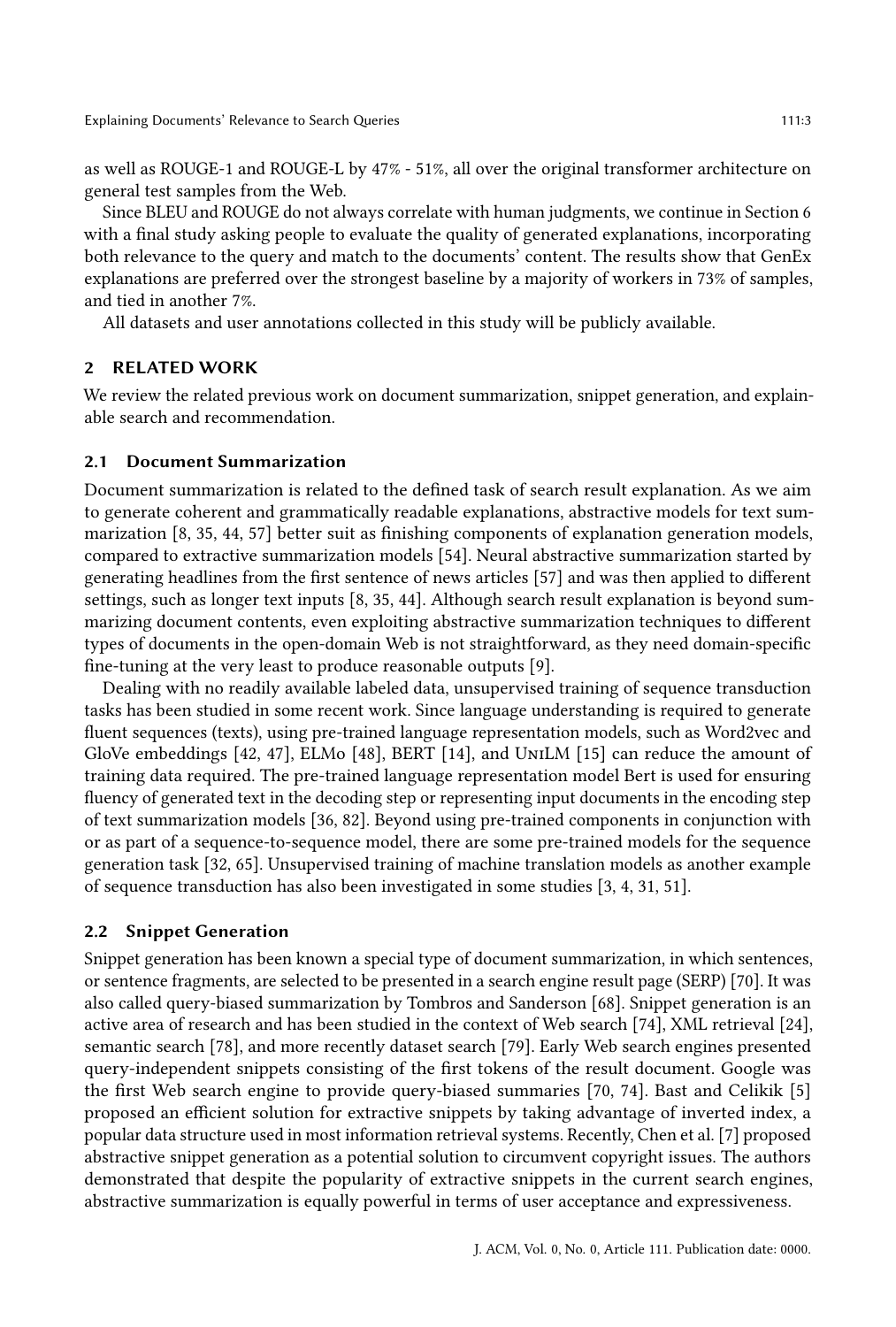as well as ROUGE-1 and ROUGE-L by 47% - 51%, all over the original transformer architecture on general test samples from the Web.

Since BLEU and ROUGE do not always correlate with human judgments, we continue in Section 6 with a final study asking people to evaluate the quality of generated explanations, incorporating both relevance to the query and match to the documents' content. The results show that GenEx explanations are preferred over the strongest baseline by a majority of workers in 73% of samples, and tied in another 7%.

All datasets and user annotations collected in this study will be publicly available.

## 2 RELATED WORK

We review the related previous work on document summarization, snippet generation, and explainable search and recommendation.

### 2.1 Document Summarization

Document summarization is related to the defined task of search result explanation. As we aim to generate coherent and grammatically readable explanations, abstractive models for text summarization [8, 35, 44, 57] better suit as finishing components of explanation generation models, compared to extractive summarization models [54]. Neural abstractive summarization started by generating headlines from the first sentence of news articles [57] and was then applied to different settings, such as longer text inputs [8, 35, 44]. Although search result explanation is beyond summarizing document contents, even exploiting abstractive summarization techniques to different types of documents in the open-domain Web is not straightforward, as they need domain-specific fine-tuning at the very least to produce reasonable outputs [9].

Dealing with no readily available labeled data, unsupervised training of sequence transduction tasks has been studied in some recent work. Since language understanding is required to generate fluent sequences (texts), using pre-trained language representation models, such as Word2vec and GloVe embeddings [42, 47], ELMo [48], BERT [14], and UniLM [15] can reduce the amount of training data required. The pre-trained language representation model Bert is used for ensuring fluency of generated text in the decoding step or representing input documents in the encoding step of text summarization models [36, 82]. Beyond using pre-trained components in conjunction with or as part of a sequence-to-sequence model, there are some pre-trained models for the sequence generation task [32, 65]. Unsupervised training of machine translation models as another example of sequence transduction has also been investigated in some studies [3, 4, 31, 51].

### 2.2 Snippet Generation

Snippet generation has been known a special type of document summarization, in which sentences, or sentence fragments, are selected to be presented in a search engine result page (SERP) [70]. It was also called query-biased summarization by Tombros and Sanderson [68]. Snippet generation is an active area of research and has been studied in the context of Web search [74], XML retrieval [24], semantic search [78], and more recently dataset search [79]. Early Web search engines presented query-independent snippets consisting of the first tokens of the result document. Google was the first Web search engine to provide query-biased summaries [70, 74]. Bast and Celikik [5] proposed an efficient solution for extractive snippets by taking advantage of inverted index, a popular data structure used in most information retrieval systems. Recently, Chen et al. [7] proposed abstractive snippet generation as a potential solution to circumvent copyright issues. The authors demonstrated that despite the popularity of extractive snippets in the current search engines, abstractive summarization is equally powerful in terms of user acceptance and expressiveness.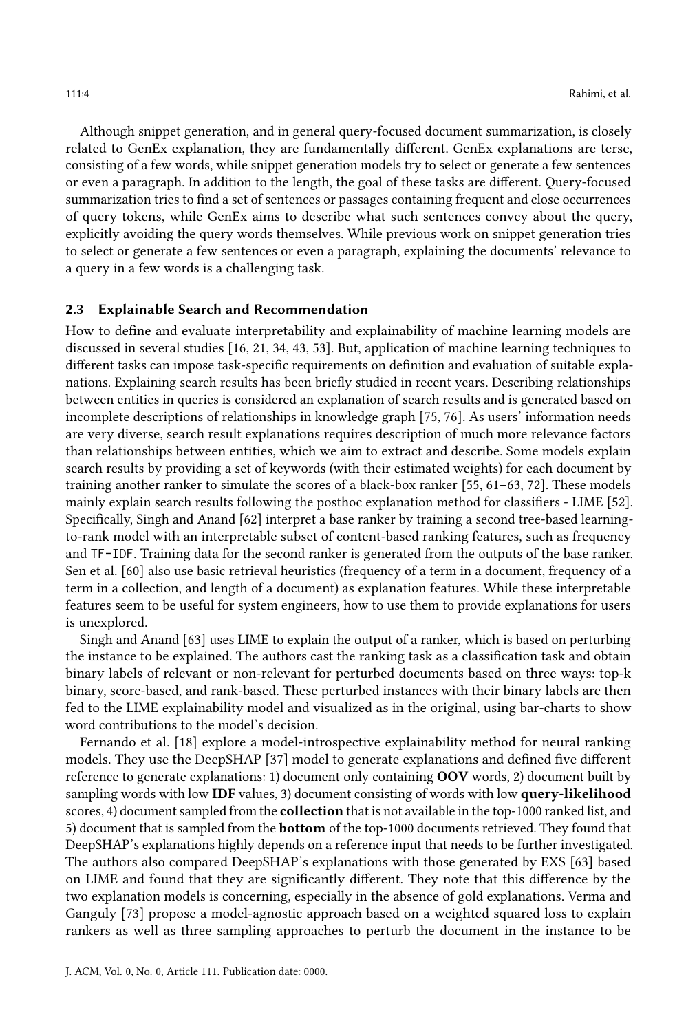Although snippet generation, and in general query-focused document summarization, is closely related to GenEx explanation, they are fundamentally different. GenEx explanations are terse, consisting of a few words, while snippet generation models try to select or generate a few sentences or even a paragraph. In addition to the length, the goal of these tasks are different. Query-focused summarization tries to find a set of sentences or passages containing frequent and close occurrences of query tokens, while GenEx aims to describe what such sentences convey about the query, explicitly avoiding the query words themselves. While previous work on snippet generation tries to select or generate a few sentences or even a paragraph, explaining the documents' relevance to a query in a few words is a challenging task.

### 2.3 Explainable Search and Recommendation

How to define and evaluate interpretability and explainability of machine learning models are discussed in several studies [16, 21, 34, 43, 53]. But, application of machine learning techniques to different tasks can impose task-specific requirements on definition and evaluation of suitable explanations. Explaining search results has been briefly studied in recent years. Describing relationships between entities in queries is considered an explanation of search results and is generated based on incomplete descriptions of relationships in knowledge graph [75, 76]. As users' information needs are very diverse, search result explanations requires description of much more relevance factors than relationships between entities, which we aim to extract and describe. Some models explain search results by providing a set of keywords (with their estimated weights) for each document by training another ranker to simulate the scores of a black-box ranker [55, 61–63, 72]. These models mainly explain search results following the posthoc explanation method for classifiers - LIME [52]. Specifically, Singh and Anand [62] interpret a base ranker by training a second tree-based learning-to-rank model with an interpretable subset of content-based ranking features, such as frequency and `TF-IDF`. Training data for the second ranker is generated from the outputs of the base ranker. Sen et al. [60] also use basic retrieval heuristics (frequency of a term in a document, frequency of a term in a collection, and length of a document) as explanation features. While these interpretable features seem to be useful for system engineers, how to use them to provide explanations for users is unexplored.

Singh and Anand [63] uses LIME to explain the output of a ranker, which is based on perturbing the instance to be explained. The authors cast the ranking task as a classification task and obtain binary labels of relevant or non-relevant for perturbed documents based on three ways: top-k binary, score-based, and rank-based. These perturbed instances with their binary labels are then fed to the LIME explainability model and visualized as in the original, using bar-charts to show word contributions to the model's decision.

Fernando et al. [18] explore a model-introspective explainability method for neural ranking models. They use the DeepSHAP [37] model to generate explanations and defined five different reference to generate explanations: 1) document only containing **OOV** words, 2) document built by sampling words with low **IDF** values, 3) document consisting of words with low **query-likelihood** scores, 4) document sampled from the **collection** that is not available in the top-1000 ranked list, and 5) document that is sampled from the **bottom** of the top-1000 documents retrieved. They found that DeepSHAP's explanations highly depends on a reference input that needs to be further investigated. The authors also compared DeepSHAP's explanations with those generated by EXS [63] based on LIME and found that they are significantly different. They note that this difference by the two explanation models is concerning, especially in the absence of gold explanations. Verma and Ganguly [73] propose a model-agnostic approach based on a weighted squared loss to explain rankers as well as three sampling approaches to perturb the document in the instance to be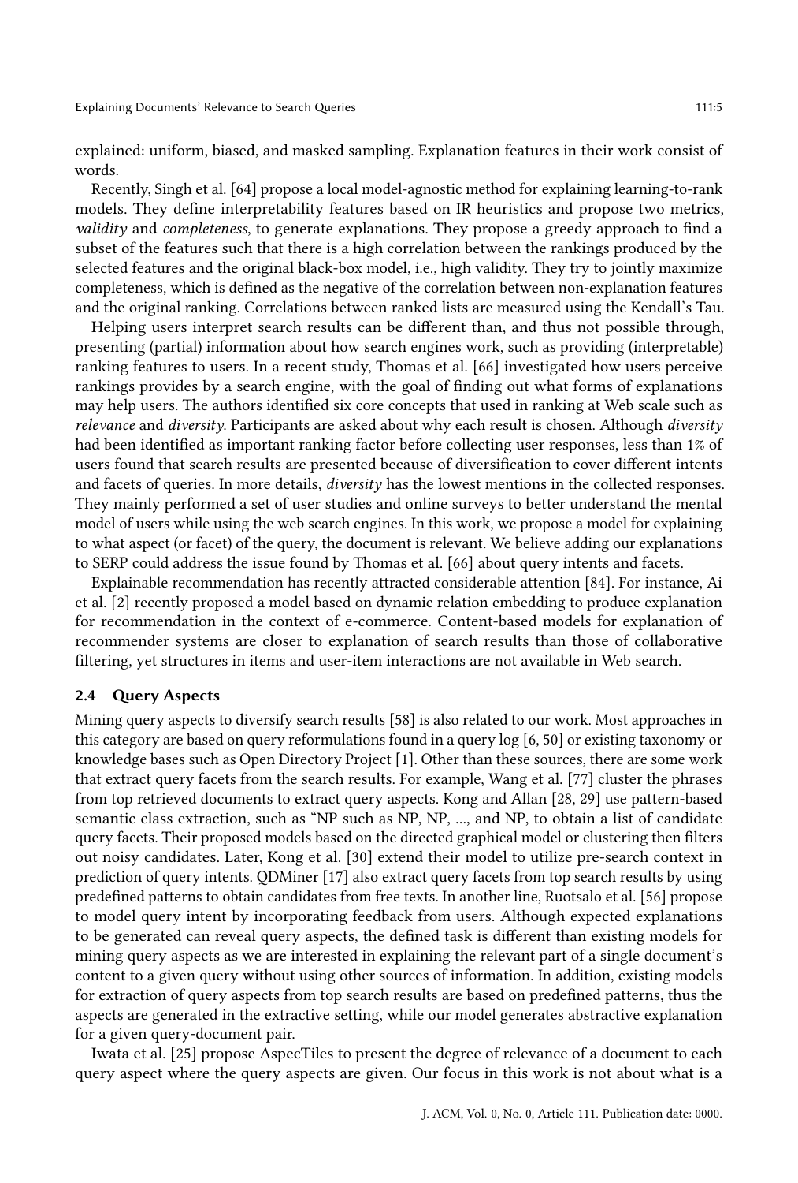explained: uniform, biased, and masked sampling. Explanation features in their work consist of words.

Recently, Singh et al. [64] propose a local model-agnostic method for explaining learning-to-rank models. They define interpretability features based on IR heuristics and propose two metrics, *validity* and *completeness*, to generate explanations. They propose a greedy approach to find a subset of the features such that there is a high correlation between the rankings produced by the selected features and the original black-box model, i.e., high validity. They try to jointly maximize completeness, which is defined as the negative of the correlation between non-explanation features and the original ranking. Correlations between ranked lists are measured using the Kendall's Tau.

Helping users interpret search results can be different than, and thus not possible through, presenting (partial) information about how search engines work, such as providing (interpretable) ranking features to users. In a recent study, Thomas et al. [66] investigated how users perceive rankings provides by a search engine, with the goal of finding out what forms of explanations may help users. The authors identified six core concepts that used in ranking at Web scale such as *relevance* and *diversity*. Participants are asked about why each result is chosen. Although *diversity* had been identified as important ranking factor before collecting user responses, less than 1% of users found that search results are presented because of diversification to cover different intents and facets of queries. In more details, *diversity* has the lowest mentions in the collected responses. They mainly performed a set of user studies and online surveys to better understand the mental model of users while using the web search engines. In this work, we propose a model for explaining to what aspect (or facet) of the query, the document is relevant. We believe adding our explanations to SERP could address the issue found by Thomas et al. [66] about query intents and facets.

Explainable recommendation has recently attracted considerable attention [84]. For instance, Ai et al. [2] recently proposed a model based on dynamic relation embedding to produce explanation for recommendation in the context of e-commerce. Content-based models for explanation of recommender systems are closer to explanation of search results than those of collaborative filtering, yet structures in items and user-item interactions are not available in Web search.

### 2.4 Query Aspects

Mining query aspects to diversify search results [58] is also related to our work. Most approaches in this category are based on query reformulations found in a query log [6, 50] or existing taxonomy or knowledge bases such as Open Directory Project [1]. Other than these sources, there are some work that extract query facets from the search results. For example, Wang et al. [77] cluster the phrases from top retrieved documents to extract query aspects. Kong and Allan [28, 29] use pattern-based semantic class extraction, such as "NP such as NP, NP, ..., and NP, to obtain a list of candidate query facets. Their proposed models based on the directed graphical model or clustering then filters out noisy candidates. Later, Kong et al. [30] extend their model to utilize pre-search context in prediction of query intents. QDMiner [17] also extract query facets from top search results by using predefined patterns to obtain candidates from free texts. In another line, Ruotsalo et al. [56] propose to model query intent by incorporating feedback from users. Although expected explanations to be generated can reveal query aspects, the defined task is different than existing models for mining query aspects as we are interested in explaining the relevant part of a single document's content to a given query without using other sources of information. In addition, existing models for extraction of query aspects from top search results are based on predefined patterns, thus the aspects are generated in the extractive setting, while our model generates abstractive explanation for a given query-document pair.

Iwata et al. [25] propose AspecTiles to present the degree of relevance of a document to each query aspect where the query aspects are given. Our focus in this work is not about what is a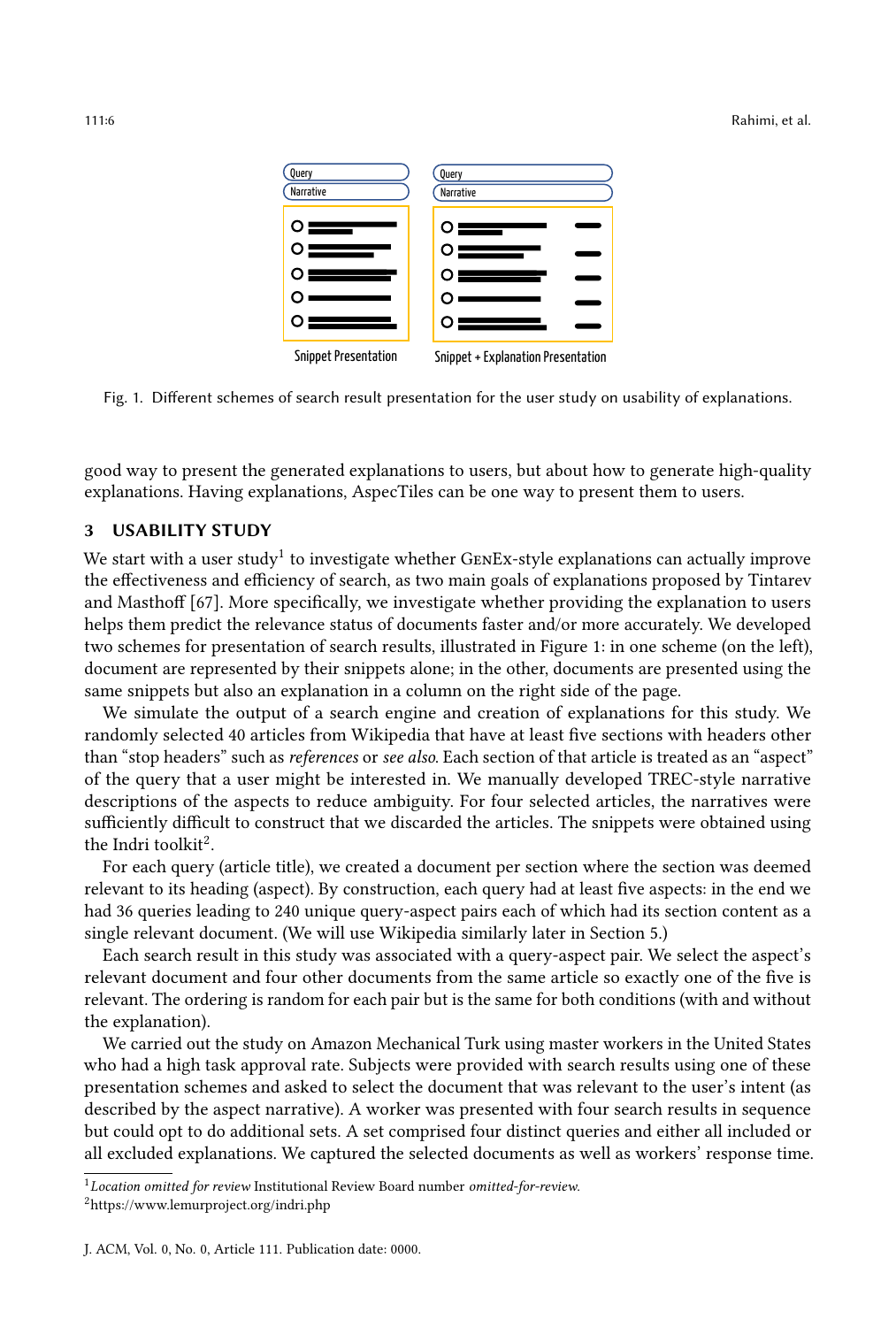Fig. 1. Different schemes of search result presentation for the user study on usability of explanations.

good way to present the generated explanations to users, but about how to generate high-quality explanations. Having explanations, AspecTiles can be one way to present them to users.

## 3 USABILITY STUDY

We start with a user study[1] to investigate whether GenEx-style explanations can actually improve the effectiveness and efficiency of search, as two main goals of explanations proposed by Tintarev and Masthoff [67]. More specifically, we investigate whether providing the explanation to users helps them predict the relevance status of documents faster and/or more accurately. We developed two schemes for presentation of search results, illustrated in Figure 1: in one scheme (on the left), document are represented by their snippets alone; in the other, documents are presented using the same snippets but also an explanation in a column on the right side of the page.

We simulate the output of a search engine and creation of explanations for this study. We randomly selected 40 articles from Wikipedia that have at least five sections with headers other than "stop headers" such as *references* or *see also*. Each section of that article is treated as an "aspect" of the query that a user might be interested in. We manually developed TREC-style narrative descriptions of the aspects to reduce ambiguity. For four selected articles, the narratives were sufficiently difficult to construct that we discarded the articles. The snippets were obtained using the Indri toolkit[2].

For each query (article title), we created a document per section where the section was deemed relevant to its heading (aspect). By construction, each query had at least five aspects: in the end we had 36 queries leading to 240 unique query-aspect pairs each of which had its section content as a single relevant document. (We will use Wikipedia similarly later in Section 5.)

Each search result in this study was associated with a query-aspect pair. We select the aspect's relevant document and four other documents from the same article so exactly one of the five is relevant. The ordering is random for each pair but is the same for both conditions (with and without the explanation).

We carried out the study on Amazon Mechanical Turk using master workers in the United States who had a high task approval rate. Subjects were provided with search results using one of these presentation schemes and asked to select the document that was relevant to the user's intent (as described by the aspect narrative). A worker was presented with four search results in sequence but could opt to do additional sets. A set comprised four distinct queries and either all included or all excluded explanations. We captured the selected documents as well as workers' response time.

---

[1] *Location omitted for review* Institutional Review Board number *omitted-for-review*.

[2] https://www.lemurproject.org/indri.php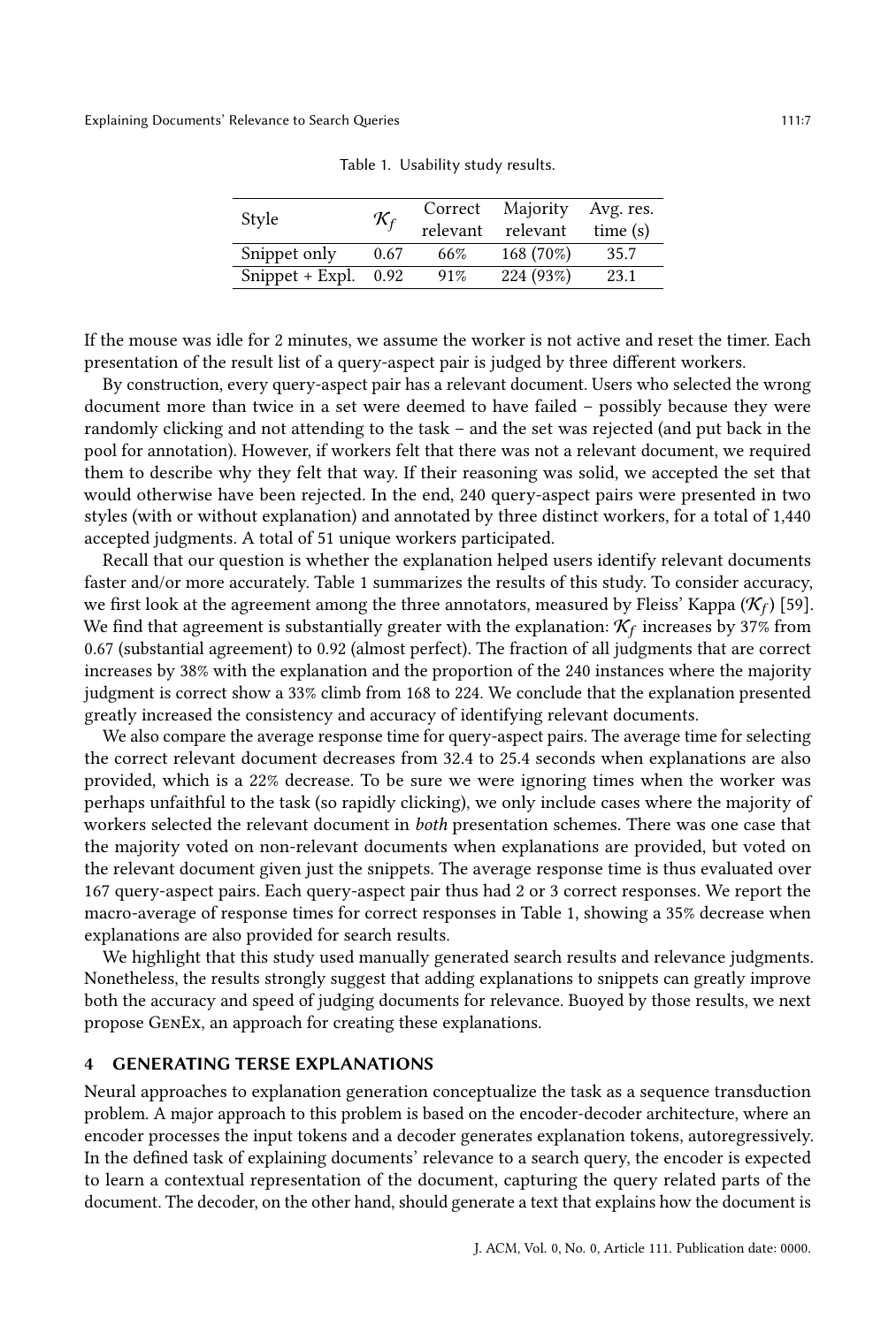Table 1. Usability study results.

| Style | $\mathcal{K}_f$ | Correct relevant | Majority relevant | Avg. res. time (s) |
|---|---|---|---|---|
| Snippet only | 0.67 | 66% | 168 (70%) | 35.7 |
| Snippet + Expl. | 0.92 | 91% | 224 (93%) | 23.1 |

If the mouse was idle for 2 minutes, we assume the worker is not active and reset the timer. Each presentation of the result list of a query-aspect pair is judged by three different workers.

By construction, every query-aspect pair has a relevant document. Users who selected the wrong document more than twice in a set were deemed to have failed – possibly because they were randomly clicking and not attending to the task – and the set was rejected (and put back in the pool for annotation). However, if workers felt that there was not a relevant document, we required them to describe why they felt that way. If their reasoning was solid, we accepted the set that would otherwise have been rejected. In the end, 240 query-aspect pairs were presented in two styles (with or without explanation) and annotated by three distinct workers, for a total of 1,440 accepted judgments. A total of 51 unique workers participated.

Recall that our question is whether the explanation helped users identify relevant documents faster and/or more accurately. Table 1 summarizes the results of this study. To consider accuracy, we first look at the agreement among the three annotators, measured by Fleiss' Kappa ($\mathcal{K}_f$) [59]. We find that agreement is substantially greater with the explanation: $\mathcal{K}_f$ increases by 37% from 0.67 (substantial agreement) to 0.92 (almost perfect). The fraction of all judgments that are correct increases by 38% with the explanation and the proportion of the 240 instances where the majority judgment is correct show a 33% climb from 168 to 224. We conclude that the explanation presented greatly increased the consistency and accuracy of identifying relevant documents.

We also compare the average response time for query-aspect pairs. The average time for selecting the correct relevant document decreases from 32.4 to 25.4 seconds when explanations are also provided, which is a 22% decrease. To be sure we were ignoring times when the worker was perhaps unfaithful to the task (so rapidly clicking), we only include cases where the majority of workers selected the relevant document in *both* presentation schemes. There was one case that the majority voted on non-relevant documents when explanations are provided, but voted on the relevant document given just the snippets. The average response time is thus evaluated over 167 query-aspect pairs. Each query-aspect pair thus had 2 or 3 correct responses. We report the macro-average of response times for correct responses in Table 1, showing a 35% decrease when explanations are also provided for search results.

We highlight that this study used manually generated search results and relevance judgments. Nonetheless, the results strongly suggest that adding explanations to snippets can greatly improve both the accuracy and speed of judging documents for relevance. Buoyed by those results, we next propose GenEx, an approach for creating these explanations.

## 4 GENERATING TERSE EXPLANATIONS

Neural approaches to explanation generation conceptualize the task as a sequence transduction problem. A major approach to this problem is based on the encoder-decoder architecture, where an encoder processes the input tokens and a decoder generates explanation tokens, autoregressively. In the defined task of explaining documents' relevance to a search query, the encoder is expected to learn a contextual representation of the document, capturing the query related parts of the document. The decoder, on the other hand, should generate a text that explains how the document is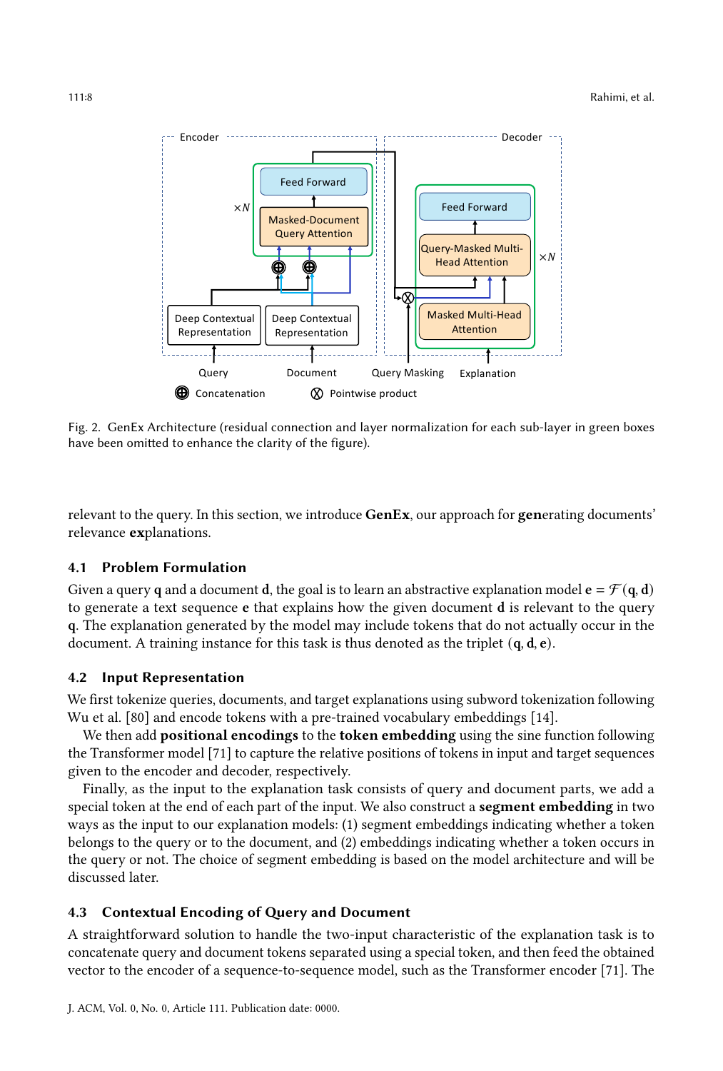Fig. 2. GenEx Architecture (residual connection and layer normalization for each sub-layer in green boxes have been omitted to enhance the clarity of the figure).

relevant to the query. In this section, we introduce **GenEx**, our approach for **gen**erating documents' relevance **ex**planations.

### 4.1 Problem Formulation

Given a query $\mathbf{q}$ and a document $\mathbf{d}$, the goal is to learn an abstractive explanation model $\mathbf{e} = \mathcal{F}(\mathbf{q}, \mathbf{d})$ to generate a text sequence $\mathbf{e}$ that explains how the given document $\mathbf{d}$ is relevant to the query $\mathbf{q}$. The explanation generated by the model may include tokens that do not actually occur in the document. A training instance for this task is thus denoted as the triplet $(\mathbf{q}, \mathbf{d}, \mathbf{e})$.

### 4.2 Input Representation

We first tokenize queries, documents, and target explanations using subword tokenization following Wu et al. [80] and encode tokens with a pre-trained vocabulary embeddings [14].

We then add **positional encodings** to the **token embedding** using the sine function following the Transformer model [71] to capture the relative positions of tokens in input and target sequences given to the encoder and decoder, respectively.

Finally, as the input to the explanation task consists of query and document parts, we add a special token at the end of each part of the input. We also construct a **segment embedding** in two ways as the input to our explanation models: (1) segment embeddings indicating whether a token belongs to the query or to the document, and (2) embeddings indicating whether a token occurs in the query or not. The choice of segment embedding is based on the model architecture and will be discussed later.

### 4.3 Contextual Encoding of Query and Document

A straightforward solution to handle the two-input characteristic of the explanation task is to concatenate query and document tokens separated using a special token, and then feed the obtained vector to the encoder of a sequence-to-sequence model, such as the Transformer encoder [71]. The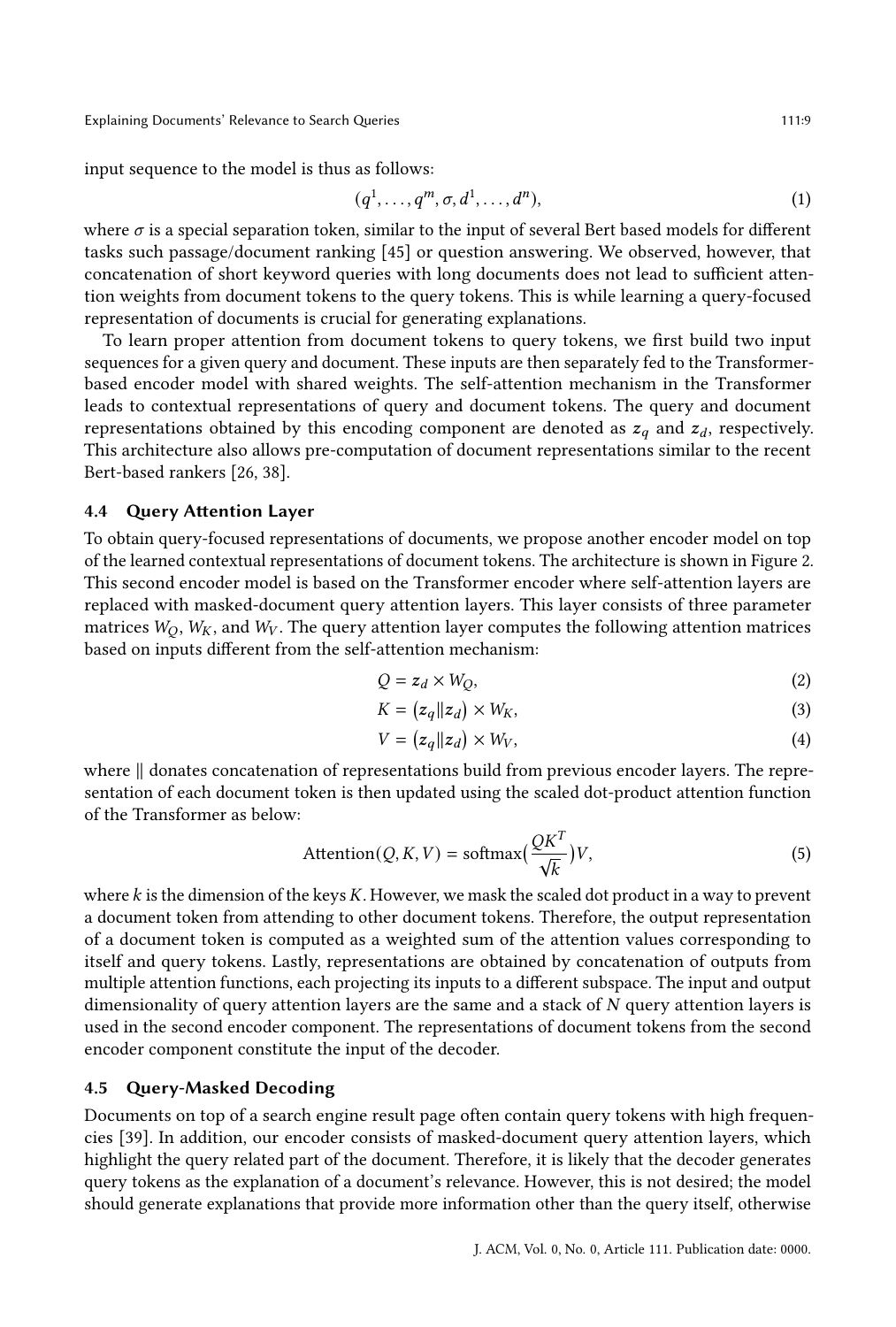input sequence to the model is thus as follows:

$$(q^1, \ldots, q^m, \sigma, d^1, \ldots, d^n), \tag{1}$$

where $\sigma$ is a special separation token, similar to the input of several Bert based models for different tasks such passage/document ranking [45] or question answering. We observed, however, that concatenation of short keyword queries with long documents does not lead to sufficient attention weights from document tokens to the query tokens. This is while learning a query-focused representation of documents is crucial for generating explanations.

To learn proper attention from document tokens to query tokens, we first build two input sequences for a given query and document. These inputs are then separately fed to the Transformer-based encoder model with shared weights. The self-attention mechanism in the Transformer leads to contextual representations of query and document tokens. The query and document representations obtained by this encoding component are denoted as $z_q$ and $z_d$, respectively. This architecture also allows pre-computation of document representations similar to the recent Bert-based rankers [26, 38].

### 4.4 Query Attention Layer

To obtain query-focused representations of documents, we propose another encoder model on top of the learned contextual representations of document tokens. The architecture is shown in Figure 2. This second encoder model is based on the Transformer encoder where self-attention layers are replaced with masked-document query attention layers. This layer consists of three parameter matrices $W_Q$, $W_K$, and $W_V$. The query attention layer computes the following attention matrices based on inputs different from the self-attention mechanism:

$$Q = z_d \times W_Q, \tag{2}$$

$$K = (z_q \| z_d) \times W_K, \tag{3}$$

$$V = (z_q \| z_d) \times W_V, \tag{4}$$

where $\|$ donates concatenation of representations build from previous encoder layers. The representation of each document token is then updated using the scaled dot-product attention function of the Transformer as below:

$$\text{Attention}(Q, K, V) = \text{softmax}\left(\frac{QK^T}{\sqrt{k}}\right)V, \tag{5}$$

where $k$ is the dimension of the keys $K$. However, we mask the scaled dot product in a way to prevent a document token from attending to other document tokens. Therefore, the output representation of a document token is computed as a weighted sum of the attention values corresponding to itself and query tokens. Lastly, representations are obtained by concatenation of outputs from multiple attention functions, each projecting its inputs to a different subspace. The input and output dimensionality of query attention layers are the same and a stack of $N$ query attention layers is used in the second encoder component. The representations of document tokens from the second encoder component constitute the input of the decoder.

### 4.5 Query-Masked Decoding

Documents on top of a search engine result page often contain query tokens with high frequencies [39]. In addition, our encoder consists of masked-document query attention layers, which highlight the query related part of the document. Therefore, it is likely that the decoder generates query tokens as the explanation of a document's relevance. However, this is not desired; the model should generate explanations that provide more information other than the query itself, otherwise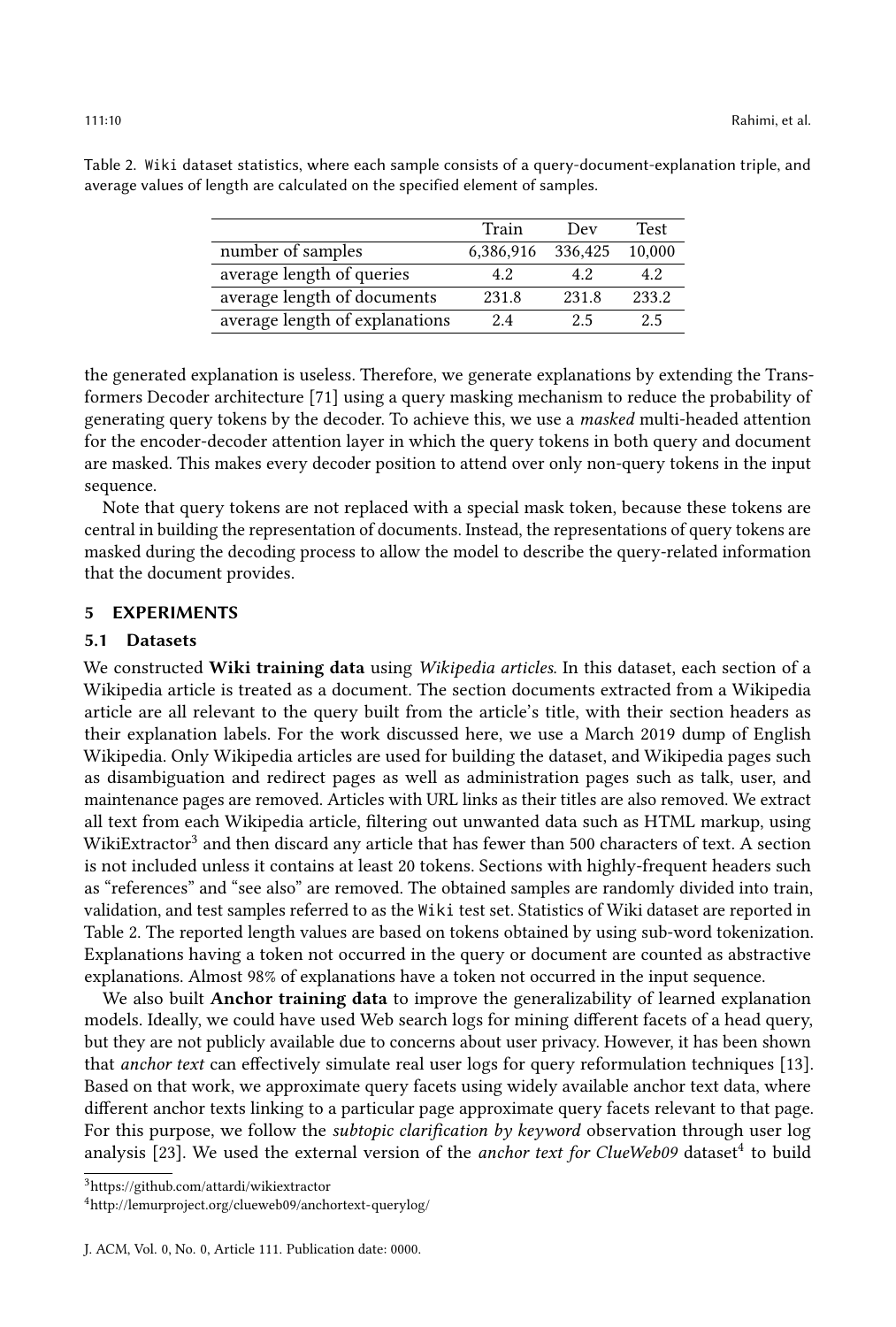Table 2. `Wiki` dataset statistics, where each sample consists of a query-document-explanation triple, and average values of length are calculated on the specified element of samples.

| | Train | Dev | Test |
|---|---|---|---|
| number of samples | 6,386,916 | 336,425 | 10,000 |
| average length of queries | 4.2 | 4.2 | 4.2 |
| average length of documents | 231.8 | 231.8 | 233.2 |
| average length of explanations | 2.4 | 2.5 | 2.5 |

the generated explanation is useless. Therefore, we generate explanations by extending the Transformers Decoder architecture [71] using a query masking mechanism to reduce the probability of generating query tokens by the decoder. To achieve this, we use a *masked* multi-headed attention for the encoder-decoder attention layer in which the query tokens in both query and document are masked. This makes every decoder position to attend over only non-query tokens in the input sequence.

Note that query tokens are not replaced with a special mask token, because these tokens are central in building the representation of documents. Instead, the representations of query tokens are masked during the decoding process to allow the model to describe the query-related information that the document provides.

## 5 EXPERIMENTS

### 5.1 Datasets

We constructed **Wiki training data** using *Wikipedia articles*. In this dataset, each section of a Wikipedia article is treated as a document. The section documents extracted from a Wikipedia article are all relevant to the query built from the article's title, with their section headers as their explanation labels. For the work discussed here, we use a March 2019 dump of English Wikipedia. Only Wikipedia articles are used for building the dataset, and Wikipedia pages such as disambiguation and redirect pages as well as administration pages such as talk, user, and maintenance pages are removed. Articles with URL links as their titles are also removed. We extract all text from each Wikipedia article, filtering out unwanted data such as HTML markup, using WikiExtractor[3] and then discard any article that has fewer than 500 characters of text. A section is not included unless it contains at least 20 tokens. Sections with highly-frequent headers such as "references" and "see also" are removed. The obtained samples are randomly divided into train, validation, and test samples referred to as the `Wiki` test set. Statistics of Wiki dataset are reported in Table 2. The reported length values are based on tokens obtained by using sub-word tokenization. Explanations having a token not occurred in the query or document are counted as abstractive explanations. Almost 98% of explanations have a token not occurred in the input sequence.

We also built **Anchor training data** to improve the generalizability of learned explanation models. Ideally, we could have used Web search logs for mining different facets of a head query, but they are not publicly available due to concerns about user privacy. However, it has been shown that *anchor text* can effectively simulate real user logs for query reformulation techniques [13]. Based on that work, we approximate query facets using widely available anchor text data, where different anchor texts linking to a particular page approximate query facets relevant to that page. For this purpose, we follow the *subtopic clarification by keyword* observation through user log analysis [23]. We used the external version of the *anchor text for ClueWeb09* dataset[4] to build

[3] https://github.com/attardi/wikiextractor

[4] http://lemurproject.org/clueweb09/anchortext-querylog/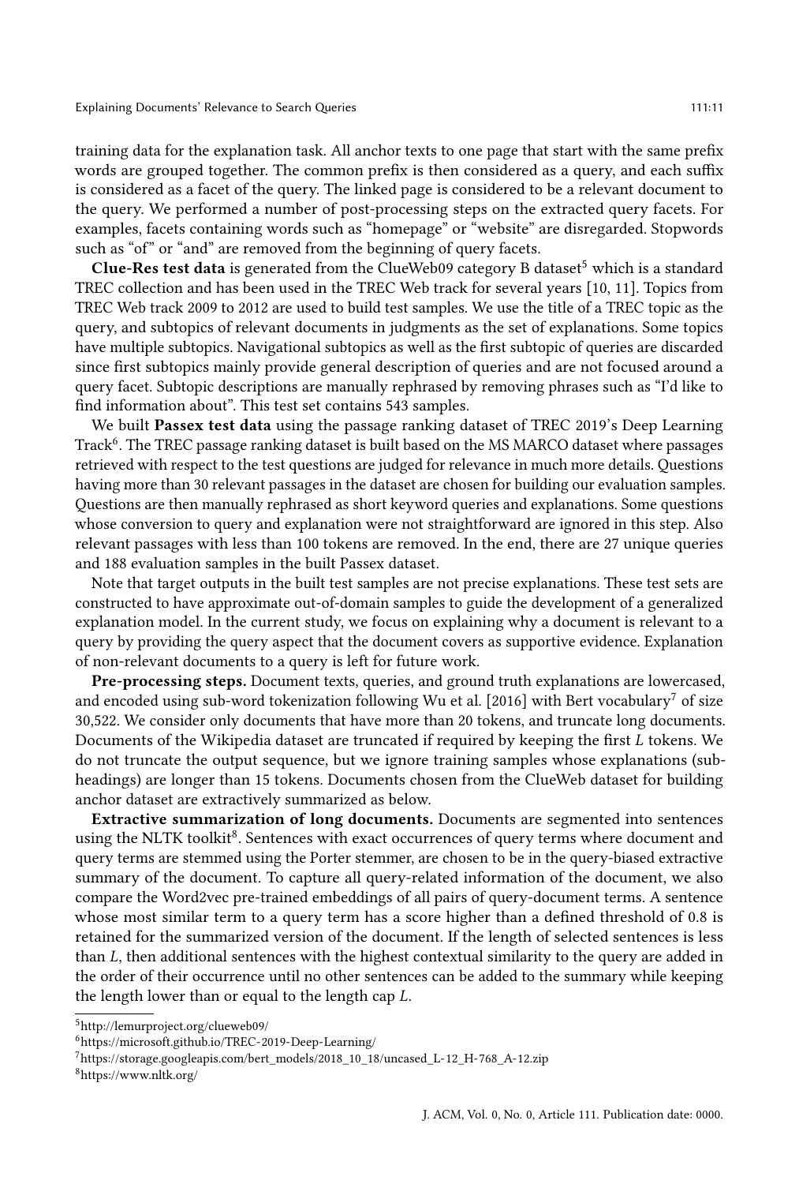training data for the explanation task. All anchor texts to one page that start with the same prefix words are grouped together. The common prefix is then considered as a query, and each suffix is considered as a facet of the query. The linked page is considered to be a relevant document to the query. We performed a number of post-processing steps on the extracted query facets. For examples, facets containing words such as "homepage" or "website" are disregarded. Stopwords such as "of" or "and" are removed from the beginning of query facets.

**Clue-Res test data** is generated from the ClueWeb09 category B dataset[5] which is a standard TREC collection and has been used in the TREC Web track for several years [10, 11]. Topics from TREC Web track 2009 to 2012 are used to build test samples. We use the title of a TREC topic as the query, and subtopics of relevant documents in judgments as the set of explanations. Some topics have multiple subtopics. Navigational subtopics as well as the first subtopic of queries are discarded since first subtopics mainly provide general description of queries and are not focused around a query facet. Subtopic descriptions are manually rephrased by removing phrases such as "I'd like to find information about". This test set contains 543 samples.

We built **Passex test data** using the passage ranking dataset of TREC 2019's Deep Learning Track[6]. The TREC passage ranking dataset is built based on the MS MARCO dataset where passages retrieved with respect to the test questions are judged for relevance in much more details. Questions having more than 30 relevant passages in the dataset are chosen for building our evaluation samples. Questions are then manually rephrased as short keyword queries and explanations. Some questions whose conversion to query and explanation were not straightforward are ignored in this step. Also relevant passages with less than 100 tokens are removed. In the end, there are 27 unique queries and 188 evaluation samples in the built Passex dataset.

Note that target outputs in the built test samples are not precise explanations. These test sets are constructed to have approximate out-of-domain samples to guide the development of a generalized explanation model. In the current study, we focus on explaining why a document is relevant to a query by providing the query aspect that the document covers as supportive evidence. Explanation of non-relevant documents to a query is left for future work.

**Pre-processing steps.** Document texts, queries, and ground truth explanations are lowercased, and encoded using sub-word tokenization following Wu et al. [2016] with Bert vocabulary[7] of size 30,522. We consider only documents that have more than 20 tokens, and truncate long documents. Documents of the Wikipedia dataset are truncated if required by keeping the first $L$ tokens. We do not truncate the output sequence, but we ignore training samples whose explanations (sub-headings) are longer than 15 tokens. Documents chosen from the ClueWeb dataset for building anchor dataset are extractively summarized as below.

**Extractive summarization of long documents.** Documents are segmented into sentences using the NLTK toolkit[8]. Sentences with exact occurrences of query terms where document and query terms are stemmed using the Porter stemmer, are chosen to be in the query-biased extractive summary of the document. To capture all query-related information of the document, we also compare the Word2vec pre-trained embeddings of all pairs of query-document terms. A sentence whose most similar term to a query term has a score higher than a defined threshold of 0.8 is retained for the summarized version of the document. If the length of selected sentences is less than $L$, then additional sentences with the highest contextual similarity to the query are added in the order of their occurrence until no other sentences can be added to the summary while keeping the length lower than or equal to the length cap $L$.

---

[5] http://lemurproject.org/clueweb09/

[6] https://microsoft.github.io/TREC-2019-Deep-Learning/

[7] https://storage.googleapis.com/bert_models/2018_10_18/uncased_L-12_H-768_A-12.zip

[8] https://www.nltk.org/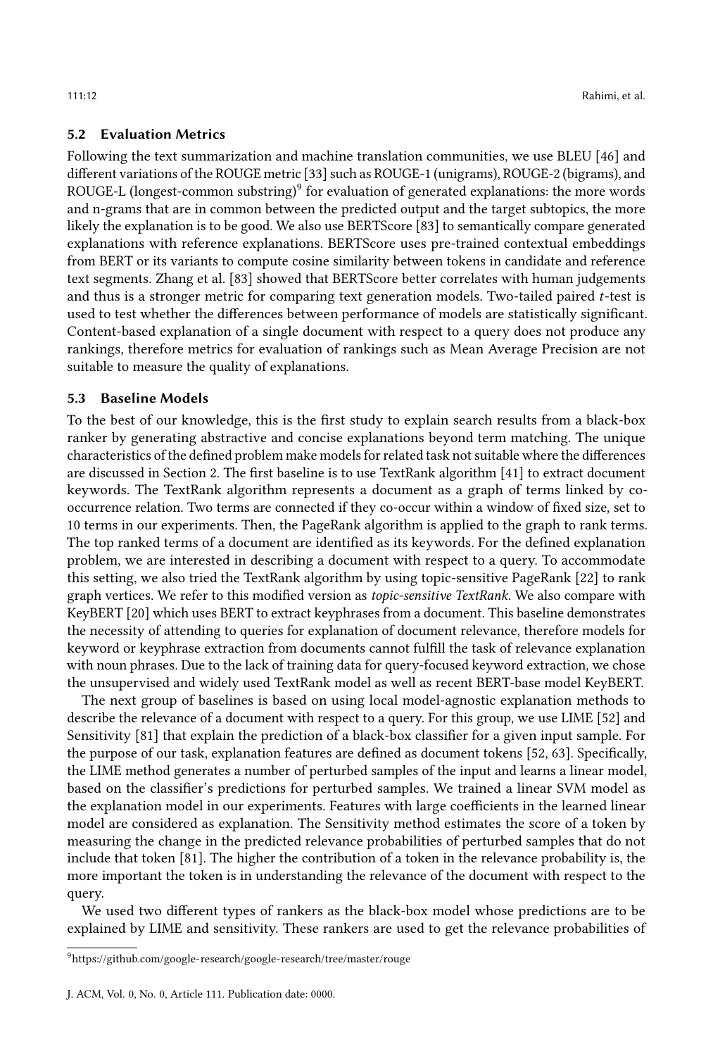### 5.2 Evaluation Metrics

Following the text summarization and machine translation communities, we use BLEU [46] and different variations of the ROUGE metric [33] such as ROUGE-1 (unigrams), ROUGE-2 (bigrams), and ROUGE-L (longest-common substring)[9] for evaluation of generated explanations: the more words and n-grams that are in common between the predicted output and the target subtopics, the more likely the explanation is to be good. We also use BERTScore [83] to semantically compare generated explanations with reference explanations. BERTScore uses pre-trained contextual embeddings from BERT or its variants to compute cosine similarity between tokens in candidate and reference text segments. Zhang et al. [83] showed that BERTScore better correlates with human judgements and thus is a stronger metric for comparing text generation models. Two-tailed paired $t$-test is used to test whether the differences between performance of models are statistically significant. Content-based explanation of a single document with respect to a query does not produce any rankings, therefore metrics for evaluation of rankings such as Mean Average Precision are not suitable to measure the quality of explanations.

### 5.3 Baseline Models

To the best of our knowledge, this is the first study to explain search results from a black-box ranker by generating abstractive and concise explanations beyond term matching. The unique characteristics of the defined problem make models for related task not suitable where the differences are discussed in Section 2. The first baseline is to use TextRank algorithm [41] to extract document keywords. The TextRank algorithm represents a document as a graph of terms linked by co-occurrence relation. Two terms are connected if they co-occur within a window of fixed size, set to 10 terms in our experiments. Then, the PageRank algorithm is applied to the graph to rank terms. The top ranked terms of a document are identified as its keywords. For the defined explanation problem, we are interested in describing a document with respect to a query. To accommodate this setting, we also tried the TextRank algorithm by using topic-sensitive PageRank [22] to rank graph vertices. We refer to this modified version as *topic-sensitive TextRank*. We also compare with KeyBERT [20] which uses BERT to extract keyphrases from a document. This baseline demonstrates the necessity of attending to queries for explanation of document relevance, therefore models for keyword or keyphrase extraction from documents cannot fulfill the task of relevance explanation with noun phrases. Due to the lack of training data for query-focused keyword extraction, we chose the unsupervised and widely used TextRank model as well as recent BERT-base model KeyBERT.

The next group of baselines is based on using local model-agnostic explanation methods to describe the relevance of a document with respect to a query. For this group, we use LIME [52] and Sensitivity [81] that explain the prediction of a black-box classifier for a given input sample. For the purpose of our task, explanation features are defined as document tokens [52, 63]. Specifically, the LIME method generates a number of perturbed samples of the input and learns a linear model, based on the classifier's predictions for perturbed samples. We trained a linear SVM model as the explanation model in our experiments. Features with large coefficients in the learned linear model are considered as explanation. The Sensitivity method estimates the score of a token by measuring the change in the predicted relevance probabilities of perturbed samples that do not include that token [81]. The higher the contribution of a token in the relevance probability is, the more important the token is in understanding the relevance of the document with respect to the query.

We used two different types of rankers as the black-box model whose predictions are to be explained by LIME and sensitivity. These rankers are used to get the relevance probabilities of

[9] https://github.com/google-research/google-research/tree/master/rouge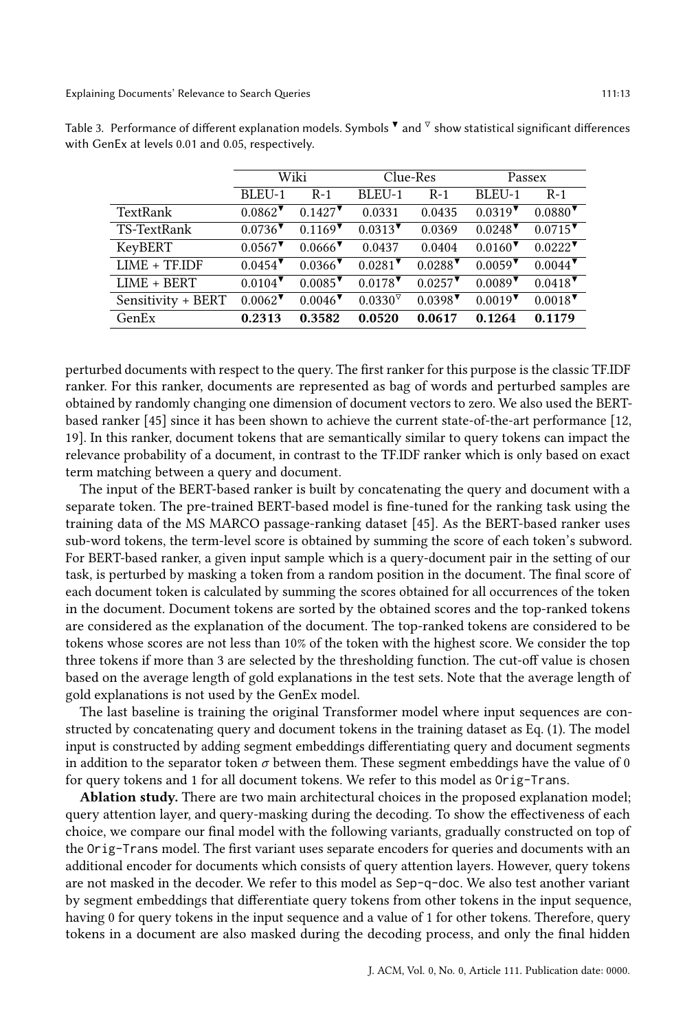Table 3. Performance of different explanation models. Symbols ▼ and ▽ show statistical significant differences with GenEx at levels 0.01 and 0.05, respectively.

| | Wiki | | Clue-Res | | Passex | |
|---|---|---|---|---|---|---|
| | BLEU-1 | R-1 | BLEU-1 | R-1 | BLEU-1 | R-1 |
| TextRank | 0.0862▼ | 0.1427▼ | 0.0331 | 0.0435 | 0.0319▼ | 0.0880▼ |
| TS-TextRank | 0.0736▼ | 0.1169▼ | 0.0313▼ | 0.0369 | 0.0248▼ | 0.0715▼ |
| KeyBERT | 0.0567▼ | 0.0666▼ | 0.0437 | 0.0404 | 0.0160▼ | 0.0222▼ |
| LIME + TF.IDF | 0.0454▼ | 0.0366▼ | 0.0281▼ | 0.0288▼ | 0.0059▼ | 0.0044▼ |
| LIME + BERT | 0.0104▼ | 0.0085▼ | 0.0178▼ | 0.0257▼ | 0.0089▼ | 0.0418▼ |
| Sensitivity + BERT | 0.0062▼ | 0.0046▼ | 0.0330▽ | 0.0398▼ | 0.0019▼ | 0.0018▼ |
| GenEx | **0.2313** | **0.3582** | **0.0520** | **0.0617** | **0.1264** | **0.1179** |

perturbed documents with respect to the query. The first ranker for this purpose is the classic TF.IDF ranker. For this ranker, documents are represented as bag of words and perturbed samples are obtained by randomly changing one dimension of document vectors to zero. We also used the BERT-based ranker [45] since it has been shown to achieve the current state-of-the-art performance [12, 19]. In this ranker, document tokens that are semantically similar to query tokens can impact the relevance probability of a document, in contrast to the TF.IDF ranker which is only based on exact term matching between a query and document.

The input of the BERT-based ranker is built by concatenating the query and document with a separate token. The pre-trained BERT-based model is fine-tuned for the ranking task using the training data of the MS MARCO passage-ranking dataset [45]. As the BERT-based ranker uses sub-word tokens, the term-level score is obtained by summing the score of each token's subword. For BERT-based ranker, a given input sample which is a query-document pair in the setting of our task, is perturbed by masking a token from a random position in the document. The final score of each document token is calculated by summing the scores obtained for all occurrences of the token in the document. Document tokens are sorted by the obtained scores and the top-ranked tokens are considered as the explanation of the document. The top-ranked tokens are considered to be tokens whose scores are not less than 10% of the token with the highest score. We consider the top three tokens if more than 3 are selected by the thresholding function. The cut-off value is chosen based on the average length of gold explanations in the test sets. Note that the average length of gold explanations is not used by the GenEx model.

The last baseline is training the original Transformer model where input sequences are constructed by concatenating query and document tokens in the training dataset as Eq. (1). The model input is constructed by adding segment embeddings differentiating query and document segments in addition to the separator token $\sigma$ between them. These segment embeddings have the value of 0 for query tokens and 1 for all document tokens. We refer to this model as `Orig-Trans`.

**Ablation study.** There are two main architectural choices in the proposed explanation model; query attention layer, and query-masking during the decoding. To show the effectiveness of each choice, we compare our final model with the following variants, gradually constructed on top of the `Orig-Trans` model. The first variant uses separate encoders for queries and documents with an additional encoder for documents which consists of query attention layers. However, query tokens are not masked in the decoder. We refer to this model as `Sep-q-doc`. We also test another variant by segment embeddings that differentiate query tokens from other tokens in the input sequence, having 0 for query tokens in the input sequence and a value of 1 for other tokens. Therefore, query tokens in a document are also masked during the decoding process, and only the final hidden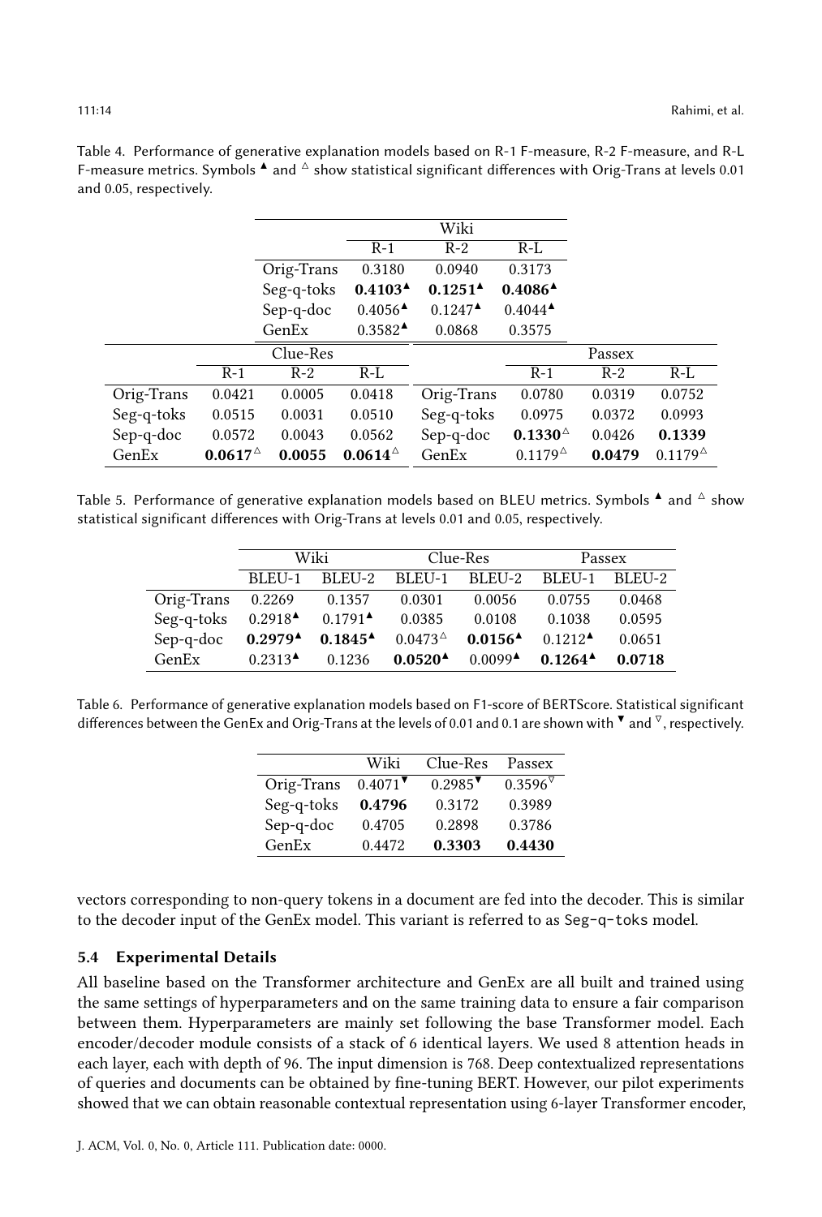Table 4. Performance of generative explanation models based on R-1 F-measure, R-2 F-measure, and R-L F-measure metrics. Symbols ▲ and △ show statistical significant differences with Orig-Trans at levels 0.01 and 0.05, respectively.

| | Wiki | | |
|---|---|---|---|
| | R-1 | R-2 | R-L |
| Orig-Trans | 0.3180 | 0.0940 | 0.3173 |
| Seg-q-toks | **0.4103**▲ | **0.1251**▲ | **0.4086**▲ |
| Sep-q-doc | 0.4056▲ | 0.1247▲ | 0.4044▲ |
| GenEx | 0.3582▲ | 0.0868 | 0.3575 |

| | Clue-Res | | | Passex | | |
|---|---|---|---|---|---|---|
| | R-1 | R-2 | R-L | R-1 | R-2 | R-L |
| Orig-Trans | 0.0421 | 0.0005 | 0.0418 | 0.0780 | 0.0319 | 0.0752 |
| Seg-q-toks | 0.0515 | 0.0031 | 0.0510 | 0.0975 | 0.0372 | 0.0993 |
| Sep-q-doc | 0.0572 | 0.0043 | 0.0562 | **0.1330**△ | 0.0426 | **0.1339** |
| GenEx | **0.0617**△ | **0.0055** | **0.0614**△ | 0.1179△ | **0.0479** | 0.1179△ |

Table 5. Performance of generative explanation models based on BLEU metrics. Symbols ▲ and △ show statistical significant differences with Orig-Trans at levels 0.01 and 0.05, respectively.

| | Wiki | | Clue-Res | | Passex | |
|---|---|---|---|---|---|---|
| | BLEU-1 | BLEU-2 | BLEU-1 | BLEU-2 | BLEU-1 | BLEU-2 |
| Orig-Trans | 0.2269 | 0.1357 | 0.0301 | 0.0056 | 0.0755 | 0.0468 |
| Seg-q-toks | 0.2918▲ | 0.1791▲ | 0.0385 | 0.0108 | 0.1038 | 0.0595 |
| Sep-q-doc | **0.2979**▲ | **0.1845**▲ | 0.0473△ | **0.0156**▲ | 0.1212▲ | 0.0651 |
| GenEx | 0.2313▲ | 0.1236 | **0.0520**▲ | 0.0099▲ | **0.1264**▲ | **0.0718** |

Table 6. Performance of generative explanation models based on F1-score of BERTScore. Statistical significant differences between the GenEx and Orig-Trans at the levels of 0.01 and 0.1 are shown with ▼ and ▽, respectively.

| | Wiki | Clue-Res | Passex |
|---|---|---|---|
| Orig-Trans | 0.4071▼ | 0.2985▼ | 0.3596▽ |
| Seg-q-toks | **0.4796** | 0.3172 | 0.3989 |
| Sep-q-doc | 0.4705 | 0.2898 | 0.3786 |
| GenEx | 0.4472 | **0.3303** | **0.4430** |

vectors corresponding to non-query tokens in a document are fed into the decoder. This is similar to the decoder input of the GenEx model. This variant is referred to as Seg-q-toks model.

### 5.4 Experimental Details

All baseline based on the Transformer architecture and GenEx are all built and trained using the same settings of hyperparameters and on the same training data to ensure a fair comparison between them. Hyperparameters are mainly set following the base Transformer model. Each encoder/decoder module consists of a stack of 6 identical layers. We used 8 attention heads in each layer, each with depth of 96. The input dimension is 768. Deep contextualized representations of queries and documents can be obtained by fine-tuning BERT. However, our pilot experiments showed that we can obtain reasonable contextual representation using 6-layer Transformer encoder,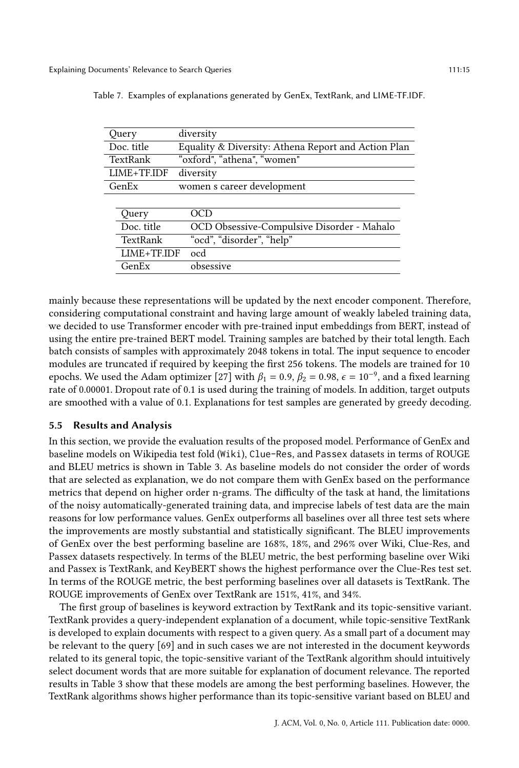Table 7. Examples of explanations generated by GenEx, TextRank, and LIME-TF.IDF.

| Query | diversity |
|---|---|
| Doc. title | Equality & Diversity: Athena Report and Action Plan |
| TextRank | "oxford", "athena", "women" |
| LIME+TF.IDF | diversity |
| GenEx | women s career development |

| Query | OCD |
|---|---|
| Doc. title | OCD Obsessive-Compulsive Disorder - Mahalo |
| TextRank | "ocd", "disorder", "help" |
| LIME+TF.IDF | ocd |
| GenEx | obsessive |

mainly because these representations will be updated by the next encoder component. Therefore, considering computational constraint and having large amount of weakly labeled training data, we decided to use Transformer encoder with pre-trained input embeddings from BERT, instead of using the entire pre-trained BERT model. Training samples are batched by their total length. Each batch consists of samples with approximately 2048 tokens in total. The input sequence to encoder modules are truncated if required by keeping the first 256 tokens. The models are trained for 10 epochs. We used the Adam optimizer [27] with $\beta_1 = 0.9$, $\beta_2 = 0.98$, $\epsilon = 10^{-9}$, and a fixed learning rate of 0.00001. Dropout rate of 0.1 is used during the training of models. In addition, target outputs are smoothed with a value of 0.1. Explanations for test samples are generated by greedy decoding.

### 5.5 Results and Analysis

In this section, we provide the evaluation results of the proposed model. Performance of GenEx and baseline models on Wikipedia test fold (`Wiki`), `Clue-Res`, and `Passex` datasets in terms of ROUGE and BLEU metrics is shown in Table 3. As baseline models do not consider the order of words that are selected as explanation, we do not compare them with GenEx based on the performance metrics that depend on higher order n-grams. The difficulty of the task at hand, the limitations of the noisy automatically-generated training data, and imprecise labels of test data are the main reasons for low performance values. GenEx outperforms all baselines over all three test sets where the improvements are mostly substantial and statistically significant. The BLEU improvements of GenEx over the best performing baseline are 168%, 18%, and 296% over Wiki, Clue-Res, and Passex datasets respectively. In terms of the BLEU metric, the best performing baseline over Wiki and Passex is TextRank, and KeyBERT shows the highest performance over the Clue-Res test set. In terms of the ROUGE metric, the best performing baselines over all datasets is TextRank. The ROUGE improvements of GenEx over TextRank are 151%, 41%, and 34%.

The first group of baselines is keyword extraction by TextRank and its topic-sensitive variant. TextRank provides a query-independent explanation of a document, while topic-sensitive TextRank is developed to explain documents with respect to a given query. As a small part of a document may be relevant to the query [69] and in such cases we are not interested in the document keywords related to its general topic, the topic-sensitive variant of the TextRank algorithm should intuitively select document words that are more suitable for explanation of document relevance. The reported results in Table 3 show that these models are among the best performing baselines. However, the TextRank algorithms shows higher performance than its topic-sensitive variant based on BLEU and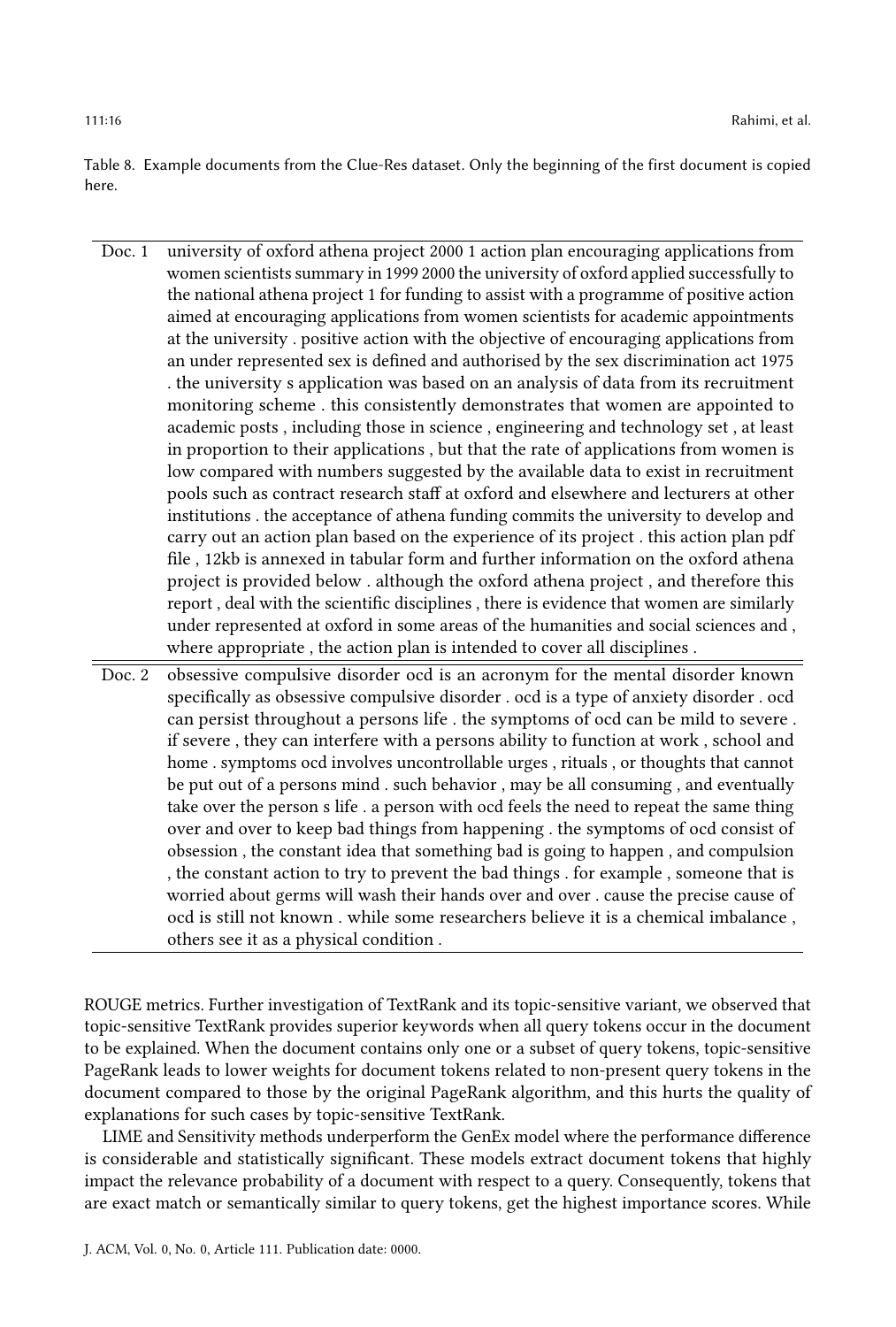Table 8. Example documents from the Clue-Res dataset. Only the beginning of the first document is copied here.

| | |
|---|---|
| Doc. 1 | university of oxford athena project 2000 1 action plan encouraging applications from women scientists summary in 1999 2000 the university of oxford applied successfully to the national athena project 1 for funding to assist with a programme of positive action aimed at encouraging applications from women scientists for academic appointments at the university . positive action with the objective of encouraging applications from an under represented sex is defined and authorised by the sex discrimination act 1975 . the university s application was based on an analysis of data from its recruitment monitoring scheme . this consistently demonstrates that women are appointed to academic posts , including those in science , engineering and technology set , at least in proportion to their applications , but that the rate of applications from women is low compared with numbers suggested by the available data to exist in recruitment pools such as contract research staff at oxford and elsewhere and lecturers at other institutions . the acceptance of athena funding commits the university to develop and carry out an action plan based on the experience of its project . this action plan pdf file , 12kb is annexed in tabular form and further information on the oxford athena project is provided below . although the oxford athena project , and therefore this report , deal with the scientific disciplines , there is evidence that women are similarly under represented at oxford in some areas of the humanities and social sciences and , where appropriate , the action plan is intended to cover all disciplines . |
| Doc. 2 | obsessive compulsive disorder ocd is an acronym for the mental disorder known specifically as obsessive compulsive disorder . ocd is a type of anxiety disorder . ocd can persist throughout a persons life . the symptoms of ocd can be mild to severe . if severe , they can interfere with a persons ability to function at work , school and home . symptoms ocd involves uncontrollable urges , rituals , or thoughts that cannot be put out of a persons mind . such behavior , may be all consuming , and eventually take over the person s life . a person with ocd feels the need to repeat the same thing over and over to keep bad things from happening . the symptoms of ocd consist of obsession , the constant idea that something bad is going to happen , and compulsion , the constant action to try to prevent the bad things . for example , someone that is worried about germs will wash their hands over and over . cause the precise cause of ocd is still not known . while some researchers believe it is a chemical imbalance , others see it as a physical condition . |

ROUGE metrics. Further investigation of TextRank and its topic-sensitive variant, we observed that topic-sensitive TextRank provides superior keywords when all query tokens occur in the document to be explained. When the document contains only one or a subset of query tokens, topic-sensitive PageRank leads to lower weights for document tokens related to non-present query tokens in the document compared to those by the original PageRank algorithm, and this hurts the quality of explanations for such cases by topic-sensitive TextRank.

LIME and Sensitivity methods underperform the GenEx model where the performance difference is considerable and statistically significant. These models extract document tokens that highly impact the relevance probability of a document with respect to a query. Consequently, tokens that are exact match or semantically similar to query tokens, get the highest importance scores. While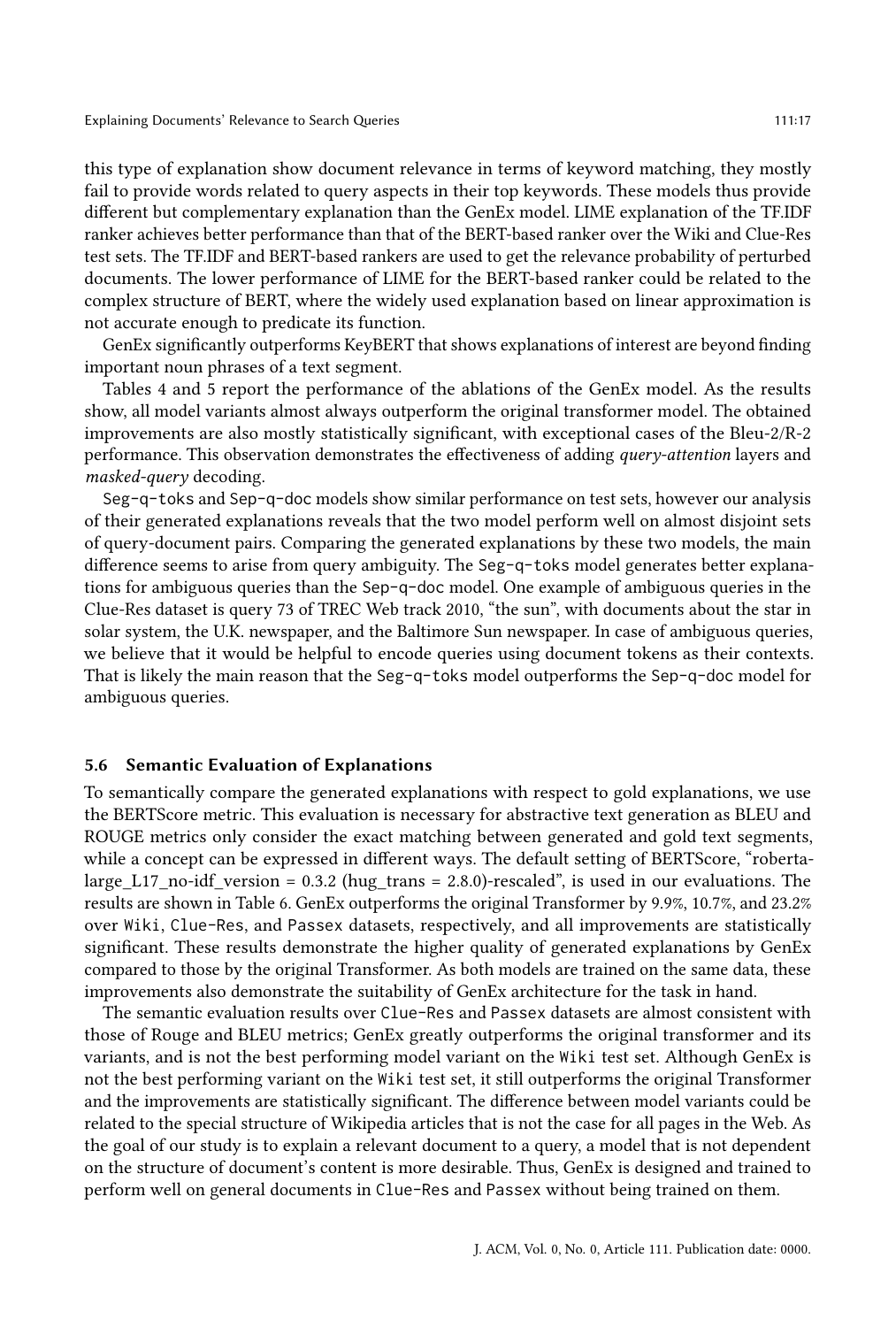this type of explanation show document relevance in terms of keyword matching, they mostly fail to provide words related to query aspects in their top keywords. These models thus provide different but complementary explanation than the GenEx model. LIME explanation of the TF.IDF ranker achieves better performance than that of the BERT-based ranker over the Wiki and Clue-Res test sets. The TF.IDF and BERT-based rankers are used to get the relevance probability of perturbed documents. The lower performance of LIME for the BERT-based ranker could be related to the complex structure of BERT, where the widely used explanation based on linear approximation is not accurate enough to predicate its function.

GenEx significantly outperforms KeyBERT that shows explanations of interest are beyond finding important noun phrases of a text segment.

Tables 4 and 5 report the performance of the ablations of the GenEx model. As the results show, all model variants almost always outperform the original transformer model. The obtained improvements are also mostly statistically significant, with exceptional cases of the Bleu-2/R-2 performance. This observation demonstrates the effectiveness of adding *query-attention* layers and *masked-query* decoding.

`Seg-q-toks` and `Sep-q-doc` models show similar performance on test sets, however our analysis of their generated explanations reveals that the two model perform well on almost disjoint sets of query-document pairs. Comparing the generated explanations by these two models, the main difference seems to arise from query ambiguity. The `Seg-q-toks` model generates better explanations for ambiguous queries than the `Sep-q-doc` model. One example of ambiguous queries in the Clue-Res dataset is query 73 of TREC Web track 2010, "the sun", with documents about the star in solar system, the U.K. newspaper, and the Baltimore Sun newspaper. In case of ambiguous queries, we believe that it would be helpful to encode queries using document tokens as their contexts. That is likely the main reason that the `Seg-q-toks` model outperforms the `Sep-q-doc` model for ambiguous queries.

### 5.6 Semantic Evaluation of Explanations

To semantically compare the generated explanations with respect to gold explanations, we use the BERTScore metric. This evaluation is necessary for abstractive text generation as BLEU and ROUGE metrics only consider the exact matching between generated and gold text segments, while a concept can be expressed in different ways. The default setting of BERTScore, "roberta-large_L17_no-idf_version = 0.3.2 (hug_trans = 2.8.0)-rescaled", is used in our evaluations. The results are shown in Table 6. GenEx outperforms the original Transformer by 9.9%, 10.7%, and 23.2% over `Wiki`, `Clue-Res`, and `Passex` datasets, respectively, and all improvements are statistically significant. These results demonstrate the higher quality of generated explanations by GenEx compared to those by the original Transformer. As both models are trained on the same data, these improvements also demonstrate the suitability of GenEx architecture for the task in hand.

The semantic evaluation results over `Clue-Res` and `Passex` datasets are almost consistent with those of Rouge and BLEU metrics; GenEx greatly outperforms the original transformer and its variants, and is not the best performing model variant on the `Wiki` test set. Although GenEx is not the best performing variant on the `Wiki` test set, it still outperforms the original Transformer and the improvements are statistically significant. The difference between model variants could be related to the special structure of Wikipedia articles that is not the case for all pages in the Web. As the goal of our study is to explain a relevant document to a query, a model that is not dependent on the structure of document's content is more desirable. Thus, GenEx is designed and trained to perform well on general documents in `Clue-Res` and `Passex` without being trained on them.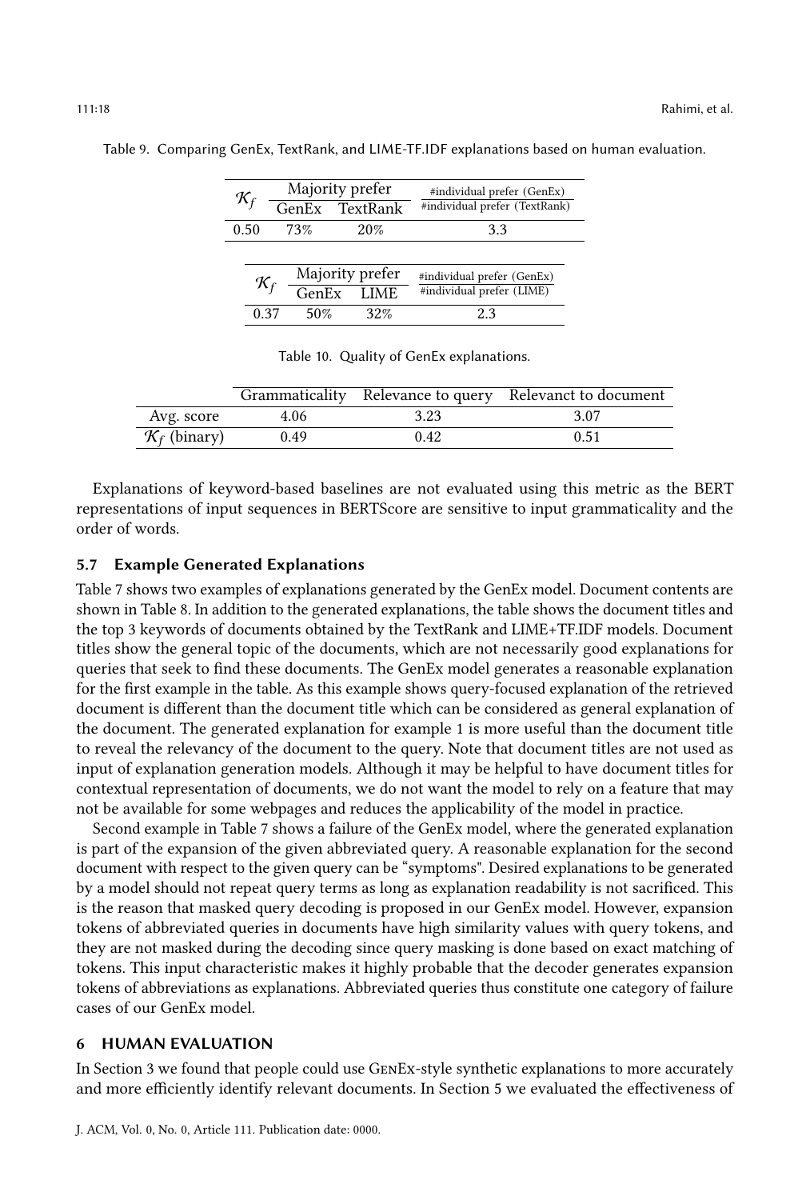Table 9. Comparing GenEx, TextRank, and LIME-TF.IDF explanations based on human evaluation.

| $\mathcal{K}_f$ | Majority prefer | | $\frac{\text{\#individual prefer (GenEx)}}{\text{\#individual prefer (TextRank)}}$ |
|---|---|---|---|
| | GenEx | TextRank | |
| 0.50 | 73% | 20% | 3.3 |

| $\mathcal{K}_f$ | Majority prefer | | $\frac{\text{\#individual prefer (GenEx)}}{\text{\#individual prefer (LIME)}}$ |
|---|---|---|---|
| | GenEx | LIME | |
| 0.37 | 50% | 32% | 2.3 |

Table 10. Quality of GenEx explanations.

| | Grammaticality | Relevance to query | Relevanct to document |
|---|---|---|---|
| Avg. score | 4.06 | 3.23 | 3.07 |
| $\mathcal{K}_f$ (binary) | 0.49 | 0.42 | 0.51 |

Explanations of keyword-based baselines are not evaluated using this metric as the BERT representations of input sequences in BERTScore are sensitive to input grammaticality and the order of words.

### 5.7 Example Generated Explanations

Table 7 shows two examples of explanations generated by the GenEx model. Document contents are shown in Table 8. In addition to the generated explanations, the table shows the document titles and the top 3 keywords of documents obtained by the TextRank and LIME+TF.IDF models. Document titles show the general topic of the documents, which are not necessarily good explanations for queries that seek to find these documents. The GenEx model generates a reasonable explanation for the first example in the table. As this example shows query-focused explanation of the retrieved document is different than the document title which can be considered as general explanation of the document. The generated explanation for example 1 is more useful than the document title to reveal the relevancy of the document to the query. Note that document titles are not used as input of explanation generation models. Although it may be helpful to have document titles for contextual representation of documents, we do not want the model to rely on a feature that may not be available for some webpages and reduces the applicability of the model in practice.

Second example in Table 7 shows a failure of the GenEx model, where the generated explanation is part of the expansion of the given abbreviated query. A reasonable explanation for the second document with respect to the given query can be "symptoms". Desired explanations to be generated by a model should not repeat query terms as long as explanation readability is not sacrificed. This is the reason that masked query decoding is proposed in our GenEx model. However, expansion tokens of abbreviated queries in documents have high similarity values with query tokens, and they are not masked during the decoding since query masking is done based on exact matching of tokens. This input characteristic makes it highly probable that the decoder generates expansion tokens of abbreviations as explanations. Abbreviated queries thus constitute one category of failure cases of our GenEx model.

## 6 HUMAN EVALUATION

In Section 3 we found that people could use GenEx-style synthetic explanations to more accurately and more efficiently identify relevant documents. In Section 5 we evaluated the effectiveness of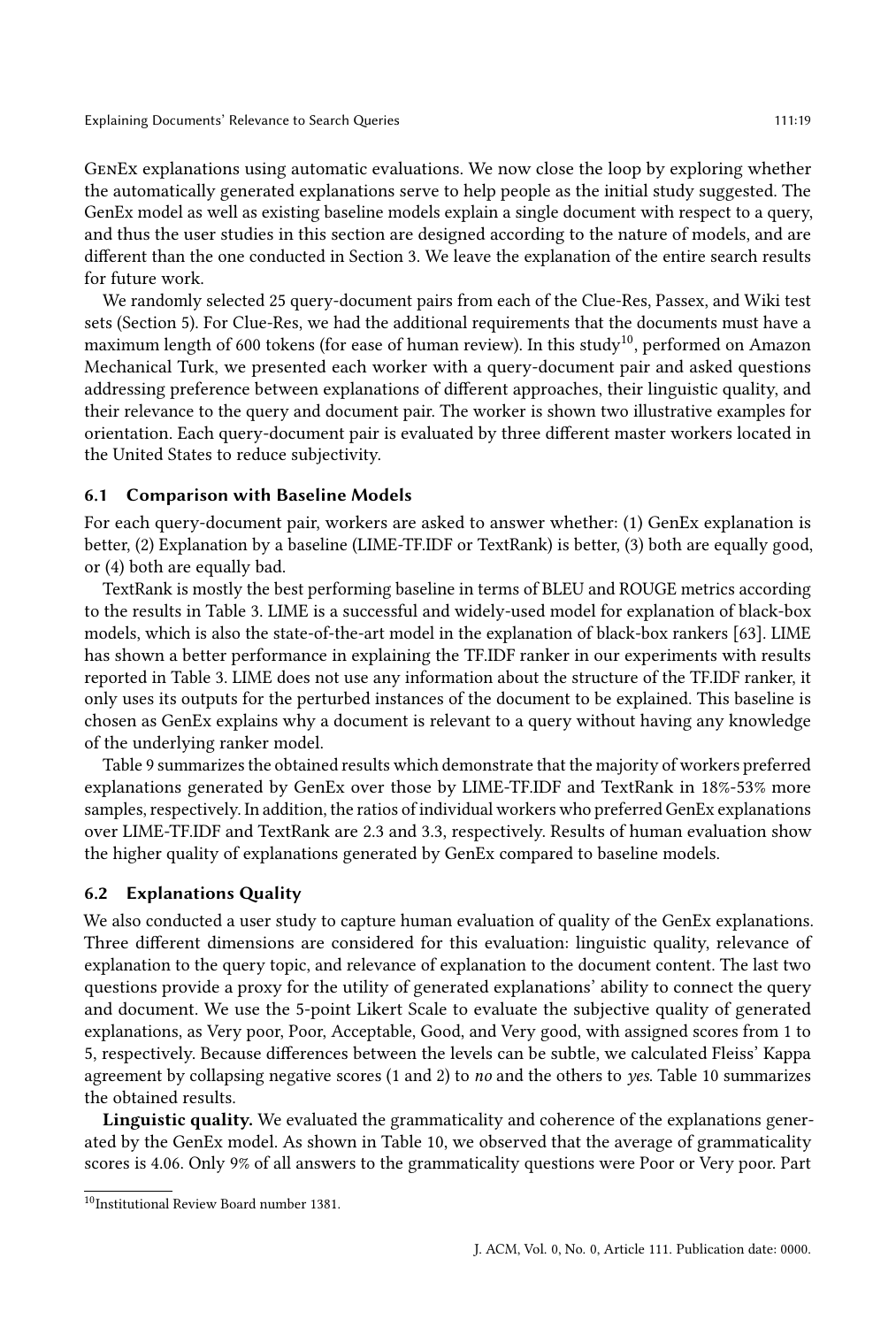GenEx explanations using automatic evaluations. We now close the loop by exploring whether the automatically generated explanations serve to help people as the initial study suggested. The GenEx model as well as existing baseline models explain a single document with respect to a query, and thus the user studies in this section are designed according to the nature of models, and are different than the one conducted in Section 3. We leave the explanation of the entire search results for future work.

We randomly selected 25 query-document pairs from each of the Clue-Res, Passex, and Wiki test sets (Section 5). For Clue-Res, we had the additional requirements that the documents must have a maximum length of 600 tokens (for ease of human review). In this study[10], performed on Amazon Mechanical Turk, we presented each worker with a query-document pair and asked questions addressing preference between explanations of different approaches, their linguistic quality, and their relevance to the query and document pair. The worker is shown two illustrative examples for orientation. Each query-document pair is evaluated by three different master workers located in the United States to reduce subjectivity.

### 6.1 Comparison with Baseline Models

For each query-document pair, workers are asked to answer whether: (1) GenEx explanation is better, (2) Explanation by a baseline (LIME-TF.IDF or TextRank) is better, (3) both are equally good, or (4) both are equally bad.

TextRank is mostly the best performing baseline in terms of BLEU and ROUGE metrics according to the results in Table 3. LIME is a successful and widely-used model for explanation of black-box models, which is also the state-of-the-art model in the explanation of black-box rankers [63]. LIME has shown a better performance in explaining the TF.IDF ranker in our experiments with results reported in Table 3. LIME does not use any information about the structure of the TF.IDF ranker, it only uses its outputs for the perturbed instances of the document to be explained. This baseline is chosen as GenEx explains why a document is relevant to a query without having any knowledge of the underlying ranker model.

Table 9 summarizes the obtained results which demonstrate that the majority of workers preferred explanations generated by GenEx over those by LIME-TF.IDF and TextRank in 18%-53% more samples, respectively. In addition, the ratios of individual workers who preferred GenEx explanations over LIME-TF.IDF and TextRank are 2.3 and 3.3, respectively. Results of human evaluation show the higher quality of explanations generated by GenEx compared to baseline models.

### 6.2 Explanations Quality

We also conducted a user study to capture human evaluation of quality of the GenEx explanations. Three different dimensions are considered for this evaluation: linguistic quality, relevance of explanation to the query topic, and relevance of explanation to the document content. The last two questions provide a proxy for the utility of generated explanations' ability to connect the query and document. We use the 5-point Likert Scale to evaluate the subjective quality of generated explanations, as Very poor, Poor, Acceptable, Good, and Very good, with assigned scores from 1 to 5, respectively. Because differences between the levels can be subtle, we calculated Fleiss' Kappa agreement by collapsing negative scores (1 and 2) to *no* and the others to *yes*. Table 10 summarizes the obtained results.

**Linguistic quality.** We evaluated the grammaticality and coherence of the explanations generated by the GenEx model. As shown in Table 10, we observed that the average of grammaticality scores is 4.06. Only 9% of all answers to the grammaticality questions were Poor or Very poor. Part

[10] Institutional Review Board number 1381.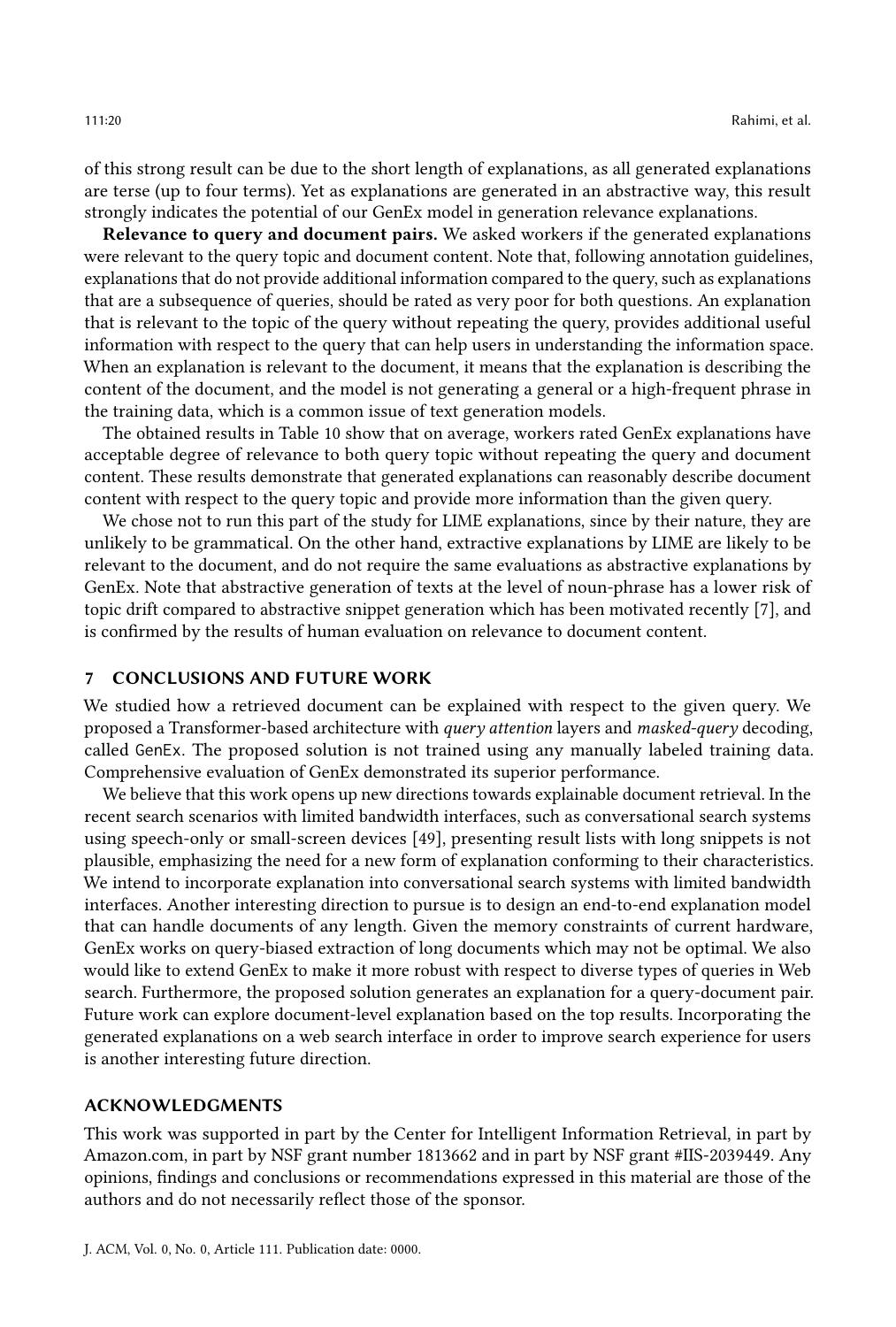of this strong result can be due to the short length of explanations, as all generated explanations are terse (up to four terms). Yet as explanations are generated in an abstractive way, this result strongly indicates the potential of our GenEx model in generation relevance explanations.

**Relevance to query and document pairs.** We asked workers if the generated explanations were relevant to the query topic and document content. Note that, following annotation guidelines, explanations that do not provide additional information compared to the query, such as explanations that are a subsequence of queries, should be rated as very poor for both questions. An explanation that is relevant to the topic of the query without repeating the query, provides additional useful information with respect to the query that can help users in understanding the information space. When an explanation is relevant to the document, it means that the explanation is describing the content of the document, and the model is not generating a general or a high-frequent phrase in the training data, which is a common issue of text generation models.

The obtained results in Table 10 show that on average, workers rated GenEx explanations have acceptable degree of relevance to both query topic without repeating the query and document content. These results demonstrate that generated explanations can reasonably describe document content with respect to the query topic and provide more information than the given query.

We chose not to run this part of the study for LIME explanations, since by their nature, they are unlikely to be grammatical. On the other hand, extractive explanations by LIME are likely to be relevant to the document, and do not require the same evaluations as abstractive explanations by GenEx. Note that abstractive generation of texts at the level of noun-phrase has a lower risk of topic drift compared to abstractive snippet generation which has been motivated recently [7], and is confirmed by the results of human evaluation on relevance to document content.

## 7 CONCLUSIONS AND FUTURE WORK

We studied how a retrieved document can be explained with respect to the given query. We proposed a Transformer-based architecture with *query attention* layers and *masked-query* decoding, called GenEx. The proposed solution is not trained using any manually labeled training data. Comprehensive evaluation of GenEx demonstrated its superior performance.

We believe that this work opens up new directions towards explainable document retrieval. In the recent search scenarios with limited bandwidth interfaces, such as conversational search systems using speech-only or small-screen devices [49], presenting result lists with long snippets is not plausible, emphasizing the need for a new form of explanation conforming to their characteristics. We intend to incorporate explanation into conversational search systems with limited bandwidth interfaces. Another interesting direction to pursue is to design an end-to-end explanation model that can handle documents of any length. Given the memory constraints of current hardware, GenEx works on query-biased extraction of long documents which may not be optimal. We also would like to extend GenEx to make it more robust with respect to diverse types of queries in Web search. Furthermore, the proposed solution generates an explanation for a query-document pair. Future work can explore document-level explanation based on the top results. Incorporating the generated explanations on a web search interface in order to improve search experience for users is another interesting future direction.

## ACKNOWLEDGMENTS

This work was supported in part by the Center for Intelligent Information Retrieval, in part by Amazon.com, in part by NSF grant number 1813662 and in part by NSF grant #IIS-2039449. Any opinions, findings and conclusions or recommendations expressed in this material are those of the authors and do not necessarily reflect those of the sponsor.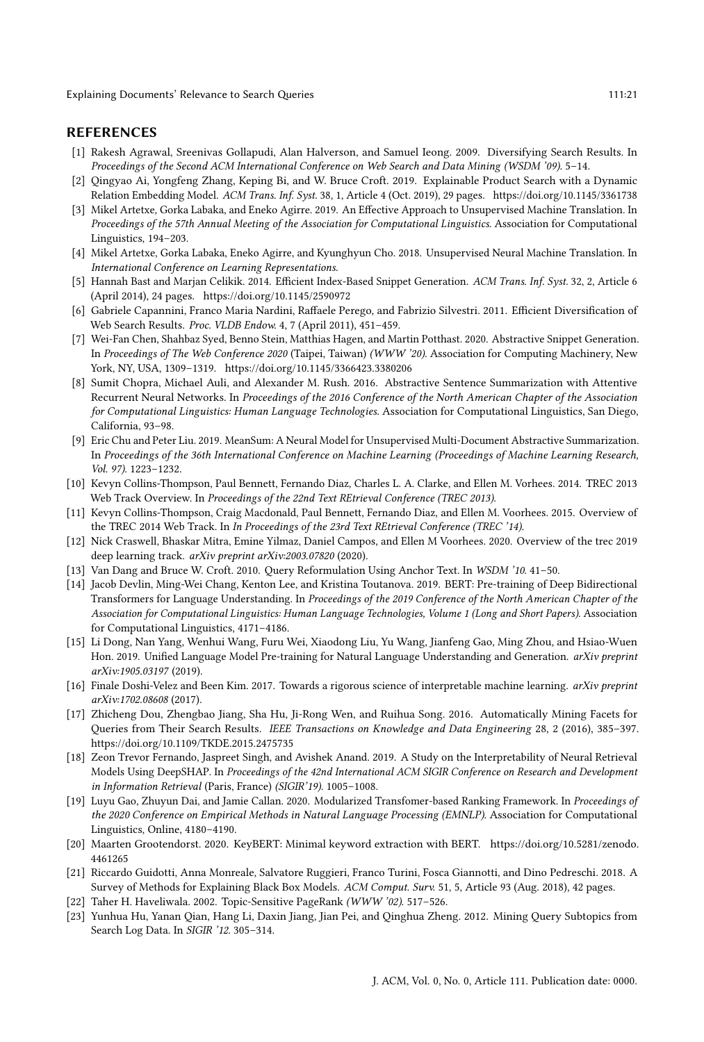## REFERENCES

- [1] Rakesh Agrawal, Sreenivas Gollapudi, Alan Halverson, and Samuel Ieong. 2009. Diversifying Search Results. In *Proceedings of the Second ACM International Conference on Web Search and Data Mining (WSDM '09)*. 5–14.
- [2] Qingyao Ai, Yongfeng Zhang, Keping Bi, and W. Bruce Croft. 2019. Explainable Product Search with a Dynamic Relation Embedding Model. *ACM Trans. Inf. Syst.* 38, 1, Article 4 (Oct. 2019), 29 pages. https://doi.org/10.1145/3361738
- [3] Mikel Artetxe, Gorka Labaka, and Eneko Agirre. 2019. An Effective Approach to Unsupervised Machine Translation. In *Proceedings of the 57th Annual Meeting of the Association for Computational Linguistics*. Association for Computational Linguistics, 194–203.
- [4] Mikel Artetxe, Gorka Labaka, Eneko Agirre, and Kyunghyun Cho. 2018. Unsupervised Neural Machine Translation. In *International Conference on Learning Representations*.
- [5] Hannah Bast and Marjan Celikik. 2014. Efficient Index-Based Snippet Generation. *ACM Trans. Inf. Syst.* 32, 2, Article 6 (April 2014), 24 pages. https://doi.org/10.1145/2590972
- [6] Gabriele Capannini, Franco Maria Nardini, Raffaele Perego, and Fabrizio Silvestri. 2011. Efficient Diversification of Web Search Results. *Proc. VLDB Endow.* 4, 7 (April 2011), 451–459.
- [7] Wei-Fan Chen, Shahbaz Syed, Benno Stein, Matthias Hagen, and Martin Potthast. 2020. Abstractive Snippet Generation. In *Proceedings of The Web Conference 2020* (Taipei, Taiwan) *(WWW '20)*. Association for Computing Machinery, New York, NY, USA, 1309–1319. https://doi.org/10.1145/3366423.3380206
- [8] Sumit Chopra, Michael Auli, and Alexander M. Rush. 2016. Abstractive Sentence Summarization with Attentive Recurrent Neural Networks. In *Proceedings of the 2016 Conference of the North American Chapter of the Association for Computational Linguistics: Human Language Technologies*. Association for Computational Linguistics, San Diego, California, 93–98.
- [9] Eric Chu and Peter Liu. 2019. MeanSum: A Neural Model for Unsupervised Multi-Document Abstractive Summarization. In *Proceedings of the 36th International Conference on Machine Learning (Proceedings of Machine Learning Research, Vol. 97)*. 1223–1232.
- [10] Kevyn Collins-Thompson, Paul Bennett, Fernando Diaz, Charles L. A. Clarke, and Ellen M. Vorhees. 2014. TREC 2013 Web Track Overview. In *Proceedings of the 22nd Text REtrieval Conference (TREC 2013)*.
- [11] Kevyn Collins-Thompson, Craig Macdonald, Paul Bennett, Fernando Diaz, and Ellen M. Voorhees. 2015. Overview of the TREC 2014 Web Track. In *In Proceedings of the 23rd Text REtrieval Conference (TREC '14)*.
- [12] Nick Craswell, Bhaskar Mitra, Emine Yilmaz, Daniel Campos, and Ellen M Voorhees. 2020. Overview of the trec 2019 deep learning track. *arXiv preprint arXiv:2003.07820* (2020).
- [13] Van Dang and Bruce W. Croft. 2010. Query Reformulation Using Anchor Text. In *WSDM '10*. 41–50.
- [14] Jacob Devlin, Ming-Wei Chang, Kenton Lee, and Kristina Toutanova. 2019. BERT: Pre-training of Deep Bidirectional Transformers for Language Understanding. In *Proceedings of the 2019 Conference of the North American Chapter of the Association for Computational Linguistics: Human Language Technologies, Volume 1 (Long and Short Papers)*. Association for Computational Linguistics, 4171–4186.
- [15] Li Dong, Nan Yang, Wenhui Wang, Furu Wei, Xiaodong Liu, Yu Wang, Jianfeng Gao, Ming Zhou, and Hsiao-Wuen Hon. 2019. Unified Language Model Pre-training for Natural Language Understanding and Generation. *arXiv preprint arXiv:1905.03197* (2019).
- [16] Finale Doshi-Velez and Been Kim. 2017. Towards a rigorous science of interpretable machine learning. *arXiv preprint arXiv:1702.08608* (2017).
- [17] Zhicheng Dou, Zhengbao Jiang, Sha Hu, Ji-Rong Wen, and Ruihua Song. 2016. Automatically Mining Facets for Queries from Their Search Results. *IEEE Transactions on Knowledge and Data Engineering* 28, 2 (2016), 385–397. https://doi.org/10.1109/TKDE.2015.2475735
- [18] Zeon Trevor Fernando, Jaspreet Singh, and Avishek Anand. 2019. A Study on the Interpretability of Neural Retrieval Models Using DeepSHAP. In *Proceedings of the 42nd International ACM SIGIR Conference on Research and Development in Information Retrieval* (Paris, France) *(SIGIR'19)*. 1005–1008.
- [19] Luyu Gao, Zhuyun Dai, and Jamie Callan. 2020. Modularized Transfomer-based Ranking Framework. In *Proceedings of the 2020 Conference on Empirical Methods in Natural Language Processing (EMNLP)*. Association for Computational Linguistics, Online, 4180–4190.
- [20] Maarten Grootendorst. 2020. KeyBERT: Minimal keyword extraction with BERT. https://doi.org/10.5281/zenodo.4461265
- [21] Riccardo Guidotti, Anna Monreale, Salvatore Ruggieri, Franco Turini, Fosca Giannotti, and Dino Pedreschi. 2018. A Survey of Methods for Explaining Black Box Models. *ACM Comput. Surv.* 51, 5, Article 93 (Aug. 2018), 42 pages.
- [22] Taher H. Haveliwala. 2002. Topic-Sensitive PageRank *(WWW '02)*. 517–526.
- [23] Yunhua Hu, Yanan Qian, Hang Li, Daxin Jiang, Jian Pei, and Qinghua Zheng. 2012. Mining Query Subtopics from Search Log Data. In *SIGIR '12*. 305–314.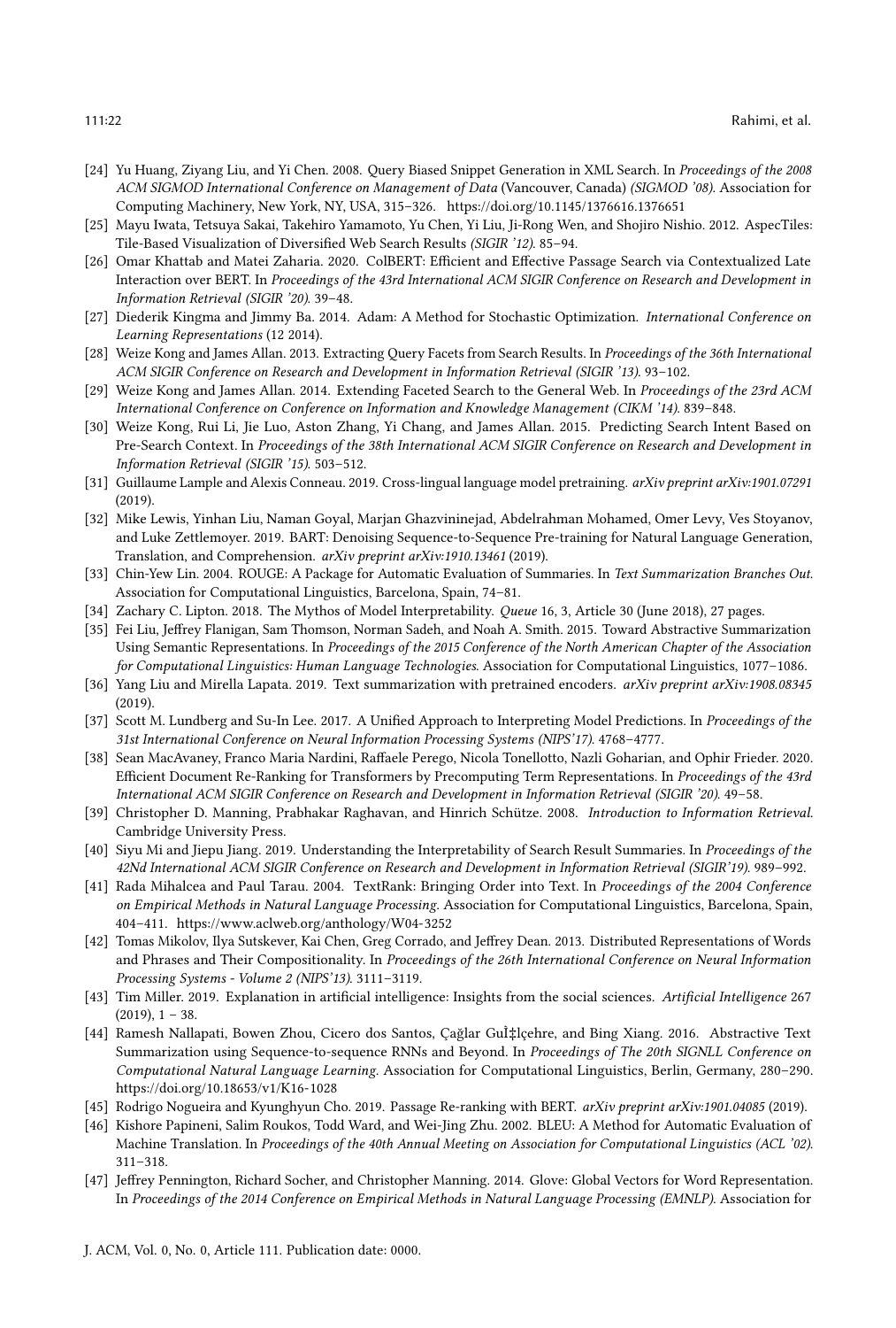[24] Yu Huang, Ziyang Liu, and Yi Chen. 2008. Query Biased Snippet Generation in XML Search. In *Proceedings of the 2008 ACM SIGMOD International Conference on Management of Data* (Vancouver, Canada) *(SIGMOD '08)*. Association for Computing Machinery, New York, NY, USA, 315–326. https://doi.org/10.1145/1376616.1376651

[25] Mayu Iwata, Tetsuya Sakai, Takehiro Yamamoto, Yu Chen, Yi Liu, Ji-Rong Wen, and Shojiro Nishio. 2012. AspecTiles: Tile-Based Visualization of Diversified Web Search Results *(SIGIR '12)*. 85–94.

[26] Omar Khattab and Matei Zaharia. 2020. ColBERT: Efficient and Effective Passage Search via Contextualized Late Interaction over BERT. In *Proceedings of the 43rd International ACM SIGIR Conference on Research and Development in Information Retrieval (SIGIR '20)*. 39–48.

[27] Diederik Kingma and Jimmy Ba. 2014. Adam: A Method for Stochastic Optimization. *International Conference on Learning Representations* (12 2014).

[28] Weize Kong and James Allan. 2013. Extracting Query Facets from Search Results. In *Proceedings of the 36th International ACM SIGIR Conference on Research and Development in Information Retrieval (SIGIR '13)*. 93–102.

[29] Weize Kong and James Allan. 2014. Extending Faceted Search to the General Web. In *Proceedings of the 23rd ACM International Conference on Conference on Information and Knowledge Management (CIKM '14)*. 839–848.

[30] Weize Kong, Rui Li, Jie Luo, Aston Zhang, Yi Chang, and James Allan. 2015. Predicting Search Intent Based on Pre-Search Context. In *Proceedings of the 38th International ACM SIGIR Conference on Research and Development in Information Retrieval (SIGIR '15)*. 503–512.

[31] Guillaume Lample and Alexis Conneau. 2019. Cross-lingual language model pretraining. *arXiv preprint arXiv:1901.07291* (2019).

[32] Mike Lewis, Yinhan Liu, Naman Goyal, Marjan Ghazvininejad, Abdelrahman Mohamed, Omer Levy, Ves Stoyanov, and Luke Zettlemoyer. 2019. BART: Denoising Sequence-to-Sequence Pre-training for Natural Language Generation, Translation, and Comprehension. *arXiv preprint arXiv:1910.13461* (2019).

[33] Chin-Yew Lin. 2004. ROUGE: A Package for Automatic Evaluation of Summaries. In *Text Summarization Branches Out*. Association for Computational Linguistics, Barcelona, Spain, 74–81.

[34] Zachary C. Lipton. 2018. The Mythos of Model Interpretability. *Queue* 16, 3, Article 30 (June 2018), 27 pages.

[35] Fei Liu, Jeffrey Flanigan, Sam Thomson, Norman Sadeh, and Noah A. Smith. 2015. Toward Abstractive Summarization Using Semantic Representations. In *Proceedings of the 2015 Conference of the North American Chapter of the Association for Computational Linguistics: Human Language Technologies*. Association for Computational Linguistics, 1077–1086.

[36] Yang Liu and Mirella Lapata. 2019. Text summarization with pretrained encoders. *arXiv preprint arXiv:1908.08345* (2019).

[37] Scott M. Lundberg and Su-In Lee. 2017. A Unified Approach to Interpreting Model Predictions. In *Proceedings of the 31st International Conference on Neural Information Processing Systems (NIPS'17)*. 4768–4777.

[38] Sean MacAvaney, Franco Maria Nardini, Raffaele Perego, Nicola Tonellotto, Nazli Goharian, and Ophir Frieder. 2020. Efficient Document Re-Ranking for Transformers by Precomputing Term Representations. In *Proceedings of the 43rd International ACM SIGIR Conference on Research and Development in Information Retrieval (SIGIR '20)*. 49–58.

[39] Christopher D. Manning, Prabhakar Raghavan, and Hinrich Schütze. 2008. *Introduction to Information Retrieval*. Cambridge University Press.

[40] Siyu Mi and Jiepu Jiang. 2019. Understanding the Interpretability of Search Result Summaries. In *Proceedings of the 42Nd International ACM SIGIR Conference on Research and Development in Information Retrieval (SIGIR'19)*. 989–992.

[41] Rada Mihalcea and Paul Tarau. 2004. TextRank: Bringing Order into Text. In *Proceedings of the 2004 Conference on Empirical Methods in Natural Language Processing*. Association for Computational Linguistics, Barcelona, Spain, 404–411. https://www.aclweb.org/anthology/W04-3252

[42] Tomas Mikolov, Ilya Sutskever, Kai Chen, Greg Corrado, and Jeffrey Dean. 2013. Distributed Representations of Words and Phrases and Their Compositionality. In *Proceedings of the 26th International Conference on Neural Information Processing Systems - Volume 2 (NIPS'13)*. 3111–3119.

[43] Tim Miller. 2019. Explanation in artificial intelligence: Insights from the social sciences. *Artificial Intelligence* 267 (2019), 1 – 38.

[44] Ramesh Nallapati, Bowen Zhou, Cicero dos Santos, Çağlar GuÌ‡lçehre, and Bing Xiang. 2016. Abstractive Text Summarization using Sequence-to-sequence RNNs and Beyond. In *Proceedings of The 20th SIGNLL Conference on Computational Natural Language Learning*. Association for Computational Linguistics, Berlin, Germany, 280–290. https://doi.org/10.18653/v1/K16-1028

[45] Rodrigo Nogueira and Kyunghyun Cho. 2019. Passage Re-ranking with BERT. *arXiv preprint arXiv:1901.04085* (2019).

[46] Kishore Papineni, Salim Roukos, Todd Ward, and Wei-Jing Zhu. 2002. BLEU: A Method for Automatic Evaluation of Machine Translation. In *Proceedings of the 40th Annual Meeting on Association for Computational Linguistics (ACL '02)*. 311–318.

[47] Jeffrey Pennington, Richard Socher, and Christopher Manning. 2014. Glove: Global Vectors for Word Representation. In *Proceedings of the 2014 Conference on Empirical Methods in Natural Language Processing (EMNLP)*. Association for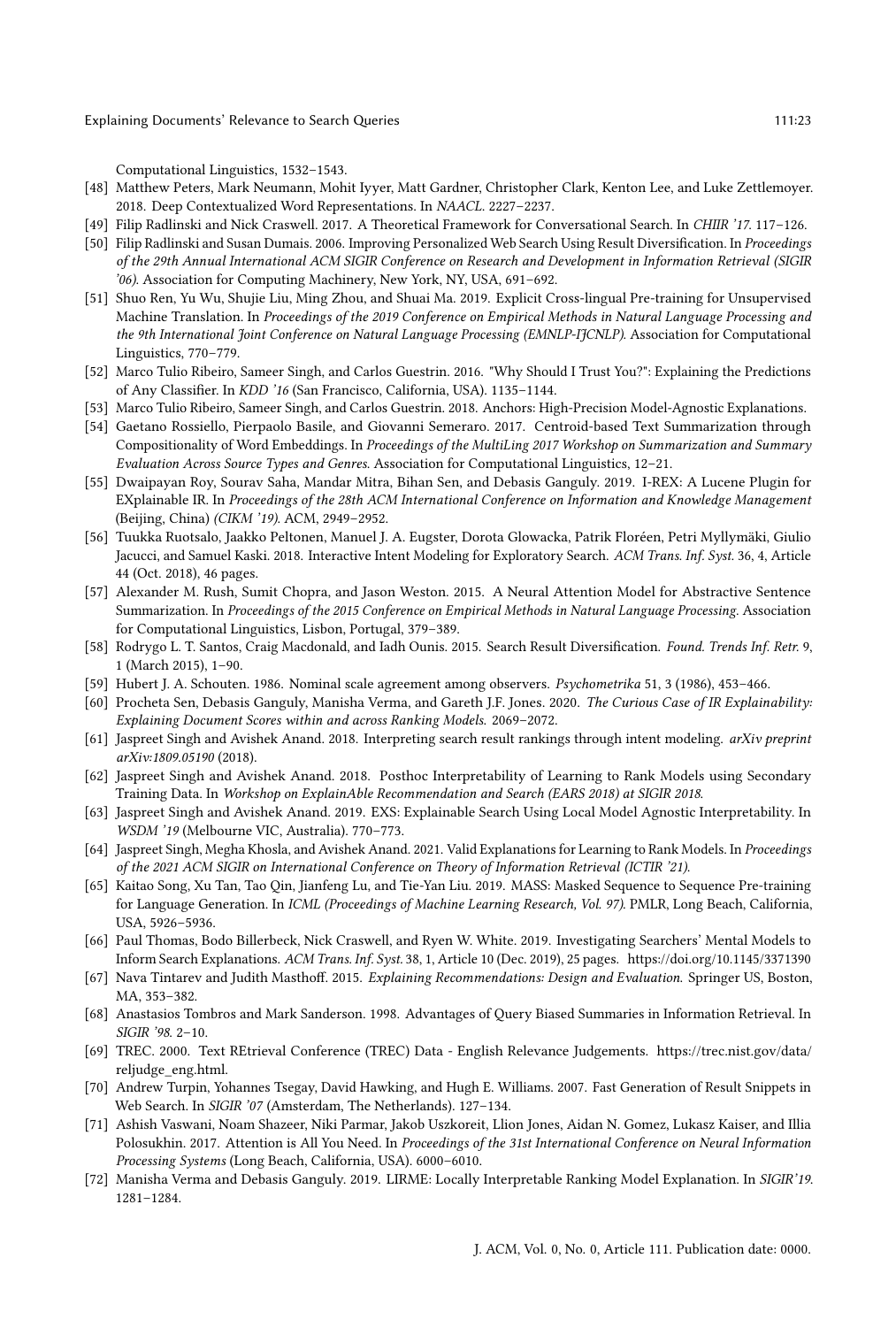Computational Linguistics, 1532–1543.

- [48] Matthew Peters, Mark Neumann, Mohit Iyyer, Matt Gardner, Christopher Clark, Kenton Lee, and Luke Zettlemoyer. 2018. Deep Contextualized Word Representations. In *NAACL*. 2227–2237.
- [49] Filip Radlinski and Nick Craswell. 2017. A Theoretical Framework for Conversational Search. In *CHIIR '17*. 117–126.
- [50] Filip Radlinski and Susan Dumais. 2006. Improving Personalized Web Search Using Result Diversification. In *Proceedings of the 29th Annual International ACM SIGIR Conference on Research and Development in Information Retrieval (SIGIR '06)*. Association for Computing Machinery, New York, NY, USA, 691–692.
- [51] Shuo Ren, Yu Wu, Shujie Liu, Ming Zhou, and Shuai Ma. 2019. Explicit Cross-lingual Pre-training for Unsupervised Machine Translation. In *Proceedings of the 2019 Conference on Empirical Methods in Natural Language Processing and the 9th International Joint Conference on Natural Language Processing (EMNLP-IJCNLP)*. Association for Computational Linguistics, 770–779.
- [52] Marco Tulio Ribeiro, Sameer Singh, and Carlos Guestrin. 2016. "Why Should I Trust You?": Explaining the Predictions of Any Classifier. In *KDD '16* (San Francisco, California, USA). 1135–1144.
- [53] Marco Tulio Ribeiro, Sameer Singh, and Carlos Guestrin. 2018. Anchors: High-Precision Model-Agnostic Explanations.
- [54] Gaetano Rossiello, Pierpaolo Basile, and Giovanni Semeraro. 2017. Centroid-based Text Summarization through Compositionality of Word Embeddings. In *Proceedings of the MultiLing 2017 Workshop on Summarization and Summary Evaluation Across Source Types and Genres*. Association for Computational Linguistics, 12–21.
- [55] Dwaipayan Roy, Sourav Saha, Mandar Mitra, Bihan Sen, and Debasis Ganguly. 2019. I-REX: A Lucene Plugin for EXplainable IR. In *Proceedings of the 28th ACM International Conference on Information and Knowledge Management* (Beijing, China) *(CIKM '19)*. ACM, 2949–2952.
- [56] Tuukka Ruotsalo, Jaakko Peltonen, Manuel J. A. Eugster, Dorota Glowacka, Patrik Floréen, Petri Myllymäki, Giulio Jacucci, and Samuel Kaski. 2018. Interactive Intent Modeling for Exploratory Search. *ACM Trans. Inf. Syst.* 36, 4, Article 44 (Oct. 2018), 46 pages.
- [57] Alexander M. Rush, Sumit Chopra, and Jason Weston. 2015. A Neural Attention Model for Abstractive Sentence Summarization. In *Proceedings of the 2015 Conference on Empirical Methods in Natural Language Processing*. Association for Computational Linguistics, Lisbon, Portugal, 379–389.
- [58] Rodrygo L. T. Santos, Craig Macdonald, and Iadh Ounis. 2015. Search Result Diversification. *Found. Trends Inf. Retr.* 9, 1 (March 2015), 1–90.
- [59] Hubert J. A. Schouten. 1986. Nominal scale agreement among observers. *Psychometrika* 51, 3 (1986), 453–466.
- [60] Procheta Sen, Debasis Ganguly, Manisha Verma, and Gareth J.F. Jones. 2020. *The Curious Case of IR Explainability: Explaining Document Scores within and across Ranking Models.* 2069–2072.
- [61] Jaspreet Singh and Avishek Anand. 2018. Interpreting search result rankings through intent modeling. *arXiv preprint arXiv:1809.05190* (2018).
- [62] Jaspreet Singh and Avishek Anand. 2018. Posthoc Interpretability of Learning to Rank Models using Secondary Training Data. In *Workshop on ExplainAble Recommendation and Search (EARS 2018) at SIGIR 2018*.
- [63] Jaspreet Singh and Avishek Anand. 2019. EXS: Explainable Search Using Local Model Agnostic Interpretability. In *WSDM '19* (Melbourne VIC, Australia). 770–773.
- [64] Jaspreet Singh, Megha Khosla, and Avishek Anand. 2021. Valid Explanations for Learning to Rank Models. In *Proceedings of the 2021 ACM SIGIR on International Conference on Theory of Information Retrieval (ICTIR '21)*.
- [65] Kaitao Song, Xu Tan, Tao Qin, Jianfeng Lu, and Tie-Yan Liu. 2019. MASS: Masked Sequence to Sequence Pre-training for Language Generation. In *ICML (Proceedings of Machine Learning Research, Vol. 97)*. PMLR, Long Beach, California, USA, 5926–5936.
- [66] Paul Thomas, Bodo Billerbeck, Nick Craswell, and Ryen W. White. 2019. Investigating Searchers' Mental Models to Inform Search Explanations. *ACM Trans. Inf. Syst.* 38, 1, Article 10 (Dec. 2019), 25 pages. https://doi.org/10.1145/3371390
- [67] Nava Tintarev and Judith Masthoff. 2015. *Explaining Recommendations: Design and Evaluation.* Springer US, Boston, MA, 353–382.
- [68] Anastasios Tombros and Mark Sanderson. 1998. Advantages of Query Biased Summaries in Information Retrieval. In *SIGIR '98*. 2–10.
- [69] TREC. 2000. Text REtrieval Conference (TREC) Data - English Relevance Judgements. https://trec.nist.gov/data/reljudge_eng.html.
- [70] Andrew Turpin, Yohannes Tsegay, David Hawking, and Hugh E. Williams. 2007. Fast Generation of Result Snippets in Web Search. In *SIGIR '07* (Amsterdam, The Netherlands). 127–134.
- [71] Ashish Vaswani, Noam Shazeer, Niki Parmar, Jakob Uszkoreit, Llion Jones, Aidan N. Gomez, Lukasz Kaiser, and Illia Polosukhin. 2017. Attention is All You Need. In *Proceedings of the 31st International Conference on Neural Information Processing Systems* (Long Beach, California, USA). 6000–6010.
- [72] Manisha Verma and Debasis Ganguly. 2019. LIRME: Locally Interpretable Ranking Model Explanation. In *SIGIR'19*. 1281–1284.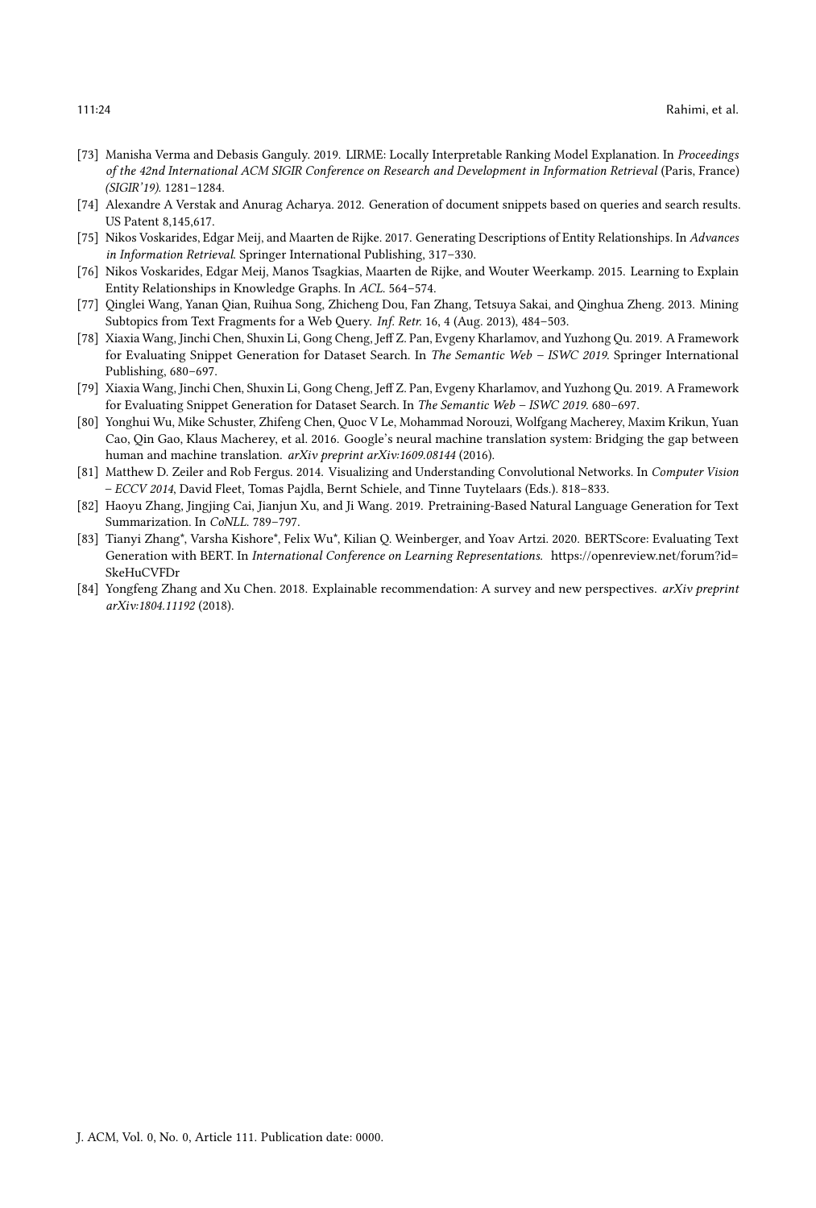- [73] Manisha Verma and Debasis Ganguly. 2019. LIRME: Locally Interpretable Ranking Model Explanation. In *Proceedings of the 42nd International ACM SIGIR Conference on Research and Development in Information Retrieval* (Paris, France) *(SIGIR'19)*. 1281–1284.
- [74] Alexandre A Verstak and Anurag Acharya. 2012. Generation of document snippets based on queries and search results. US Patent 8,145,617.
- [75] Nikos Voskarides, Edgar Meij, and Maarten de Rijke. 2017. Generating Descriptions of Entity Relationships. In *Advances in Information Retrieval*. Springer International Publishing, 317–330.
- [76] Nikos Voskarides, Edgar Meij, Manos Tsagkias, Maarten de Rijke, and Wouter Weerkamp. 2015. Learning to Explain Entity Relationships in Knowledge Graphs. In *ACL*. 564–574.
- [77] Qinglei Wang, Yanan Qian, Ruihua Song, Zhicheng Dou, Fan Zhang, Tetsuya Sakai, and Qinghua Zheng. 2013. Mining Subtopics from Text Fragments for a Web Query. *Inf. Retr.* 16, 4 (Aug. 2013), 484–503.
- [78] Xiaxia Wang, Jinchi Chen, Shuxin Li, Gong Cheng, Jeff Z. Pan, Evgeny Kharlamov, and Yuzhong Qu. 2019. A Framework for Evaluating Snippet Generation for Dataset Search. In *The Semantic Web – ISWC 2019*. Springer International Publishing, 680–697.
- [79] Xiaxia Wang, Jinchi Chen, Shuxin Li, Gong Cheng, Jeff Z. Pan, Evgeny Kharlamov, and Yuzhong Qu. 2019. A Framework for Evaluating Snippet Generation for Dataset Search. In *The Semantic Web – ISWC 2019*. 680–697.
- [80] Yonghui Wu, Mike Schuster, Zhifeng Chen, Quoc V Le, Mohammad Norouzi, Wolfgang Macherey, Maxim Krikun, Yuan Cao, Qin Gao, Klaus Macherey, et al. 2016. Google's neural machine translation system: Bridging the gap between human and machine translation. *arXiv preprint arXiv:1609.08144* (2016).
- [81] Matthew D. Zeiler and Rob Fergus. 2014. Visualizing and Understanding Convolutional Networks. In *Computer Vision – ECCV 2014*, David Fleet, Tomas Pajdla, Bernt Schiele, and Tinne Tuytelaars (Eds.). 818–833.
- [82] Haoyu Zhang, Jingjing Cai, Jianjun Xu, and Ji Wang. 2019. Pretraining-Based Natural Language Generation for Text Summarization. In *CoNLL*. 789–797.
- [83] Tianyi Zhang*, Varsha Kishore*, Felix Wu*, Kilian Q. Weinberger, and Yoav Artzi. 2020. BERTScore: Evaluating Text Generation with BERT. In *International Conference on Learning Representations*. https://openreview.net/forum?id=SkeHuCVFDr
- [84] Yongfeng Zhang and Xu Chen. 2018. Explainable recommendation: A survey and new perspectives. *arXiv preprint arXiv:1804.11192* (2018).